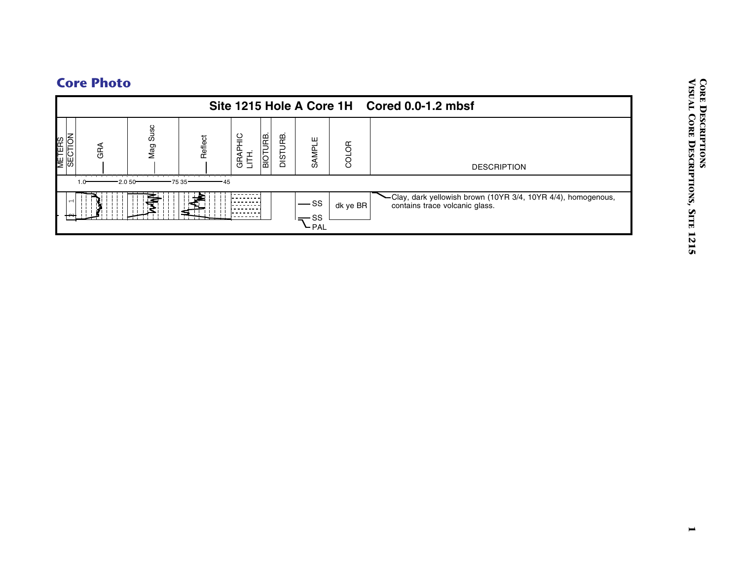## Core Photo

| Site 1215 Hole A Core 1H Cored 0.0-1.2 mbsf | | | | | | | | | | | |
|---|---|---|---|---|---|---|---|---|---|---|---|
| METERS | SECTION | GRA | Mag Susc | Reflect | GRAPHIC LITH. | BIOTURB. | DISTURB. | SAMPLE | COLOR | DESCRIPTION |
| | | 1.0 — 2.0 | 50 — 75 | 35 — 45 | | | | | | |
| | 1 | | | | | | | SS | dk ye BR | Clay, dark yellowish brown (10YR 3/4, 10YR 4/4), homogenous, contains trace volcanic glass. |
| | 2 | | | | | | | SS PAL | | |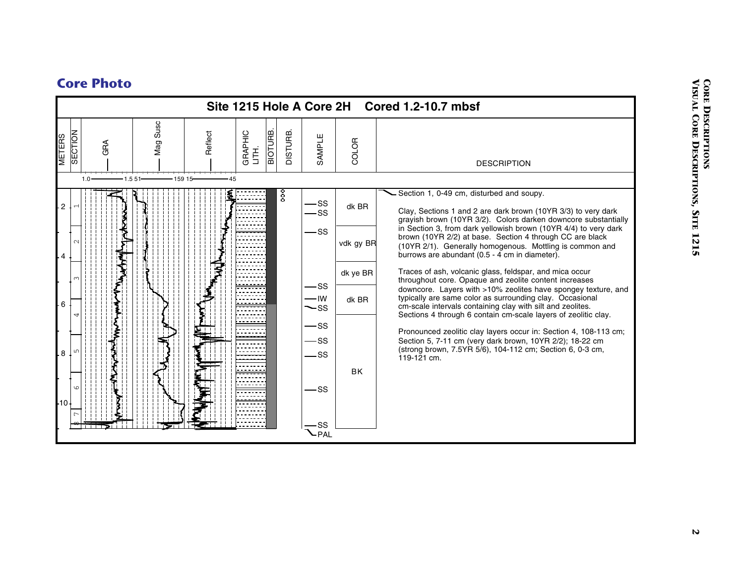## Core Photo

**Site 1215 Hole A Core 2H Cored 1.2-10.7 mbsf**

| METERS | SECTION | GRA | Mag Susc | Reflect | GRAPHIC LITH. | BIOTURB. | DISTURB. | SAMPLE | COLOR | DESCRIPTION |
|---|---|---|---|---|---|---|---|---|---|---|
| | | 1.0 — 1.5 | 51 — 159 | 15 — 45 | | | | | | |
| 2 | 1 | | | | | | | SS, SS, SS | dk BR | Section 1, 0-49 cm, disturbed and soupy. |
| 4 | 2 | | | | | | | | vdk gy BR | Clay, Sections 1 and 2 are dark brown (10YR 3/3) to very dark grayish brown (10YR 3/2). Colors darken downcore substantially in Section 3, from dark yellowish brown (10YR 4/4) to very dark brown (10YR 2/2) at base. Section 4 through CC are black (10YR 2/1). Generally homogenous. Mottling is common and burrows are abundant (0.5 - 4 cm in diameter). |
| | 3 | | | | | | | SS | dk ye BR | Traces of ash, volcanic glass, feldspar, and mica occur throughout core. Opaque and zeolite content increases downcore. Layers with >10% zeolites have spongey texture, and typically are same color as surrounding clay. Occasional cm-scale intervals containing clay with silt and zeolites. Sections 4 through 6 contain cm-scale layers of zeolitic clay. |
| 6 | 4 | | | | | | | IW, SS, SS | dk BR | Pronounced zeolitic clay layers occur in: Section 4, 108-113 cm; Section 5, 7-11 cm (very dark brown, 10YR 2/2); 18-22 cm (strong brown, 7.5YR 5/6), 104-112 cm; Section 6, 0-3 cm, 119-121 cm. |
| 8 | 5 | | | | | | | SS, SS | BK | |
| | 6 | | | | | | | SS | | |
| 10 | 7 | | | | | | | | | |
| | 8 | | | | | | | SS, PAL | | |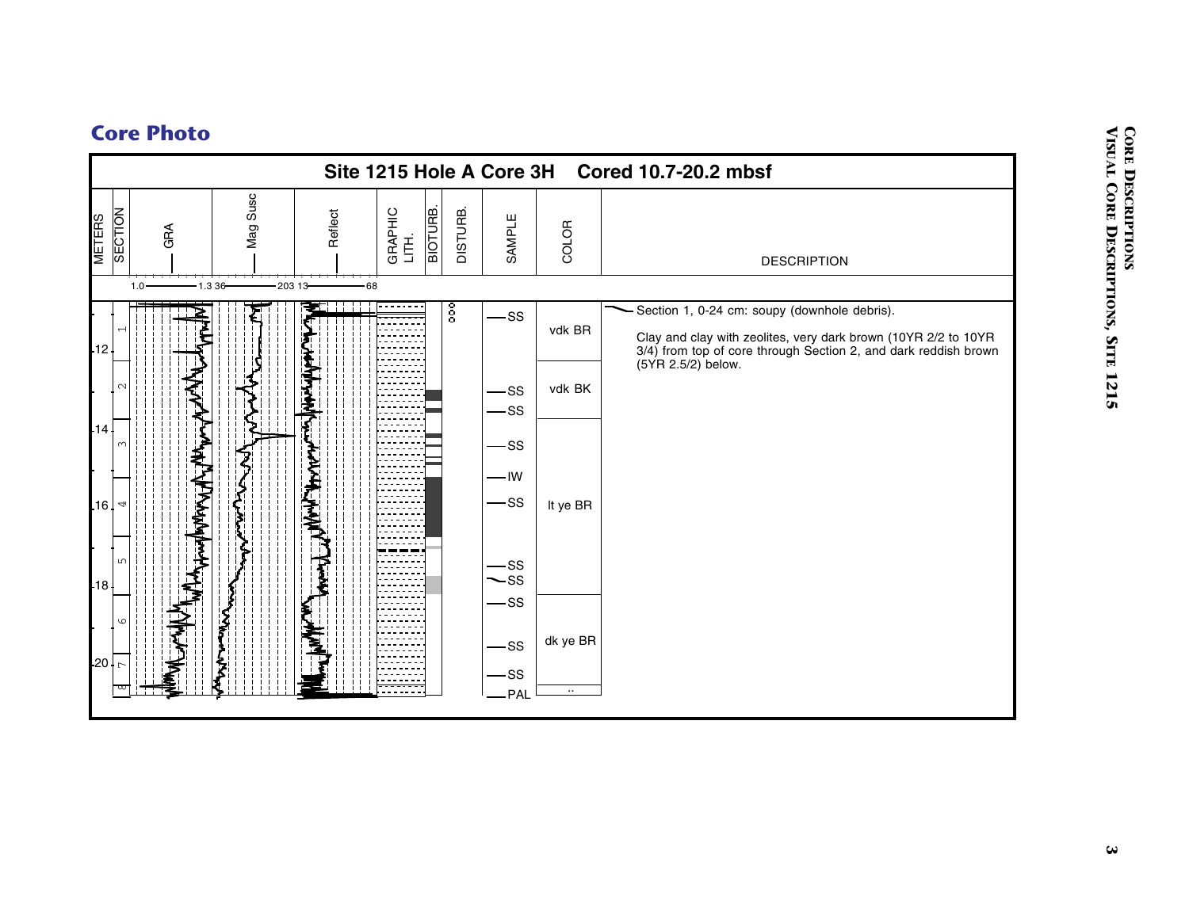## Core Photo

**Site 1215 Hole A Core 3H Cored 10.7-20.2 mbsf**

| METERS | SECTION | GRA | Mag Susc | Reflect | GRAPHIC LITH. | BIOTURB. | DISTURB. | SAMPLE | COLOR | DESCRIPTION |
|---|---|---|---|---|---|---|---|---|---|---|
| | | 1.0 — 1.3 | 36 — 203 | 13 — 68 | | | | | | |

Sections: 1, 2, 3, 4, 5, 6, 7, 8 (12–20 m)

Samples: SS, SS, SS, SS, IW, SS, SS, SS, SS, SS, SS, PAL

Color: vdk BR, vdk BK, lt ye BR, dk ye BR

**DESCRIPTION**

Section 1, 0-24 cm: soupy (downhole debris).

Clay and clay with zeolites, very dark brown (10YR 2/2 to 10YR 3/4) from top of core through Section 2, and dark reddish brown (5YR 2.5/2) below.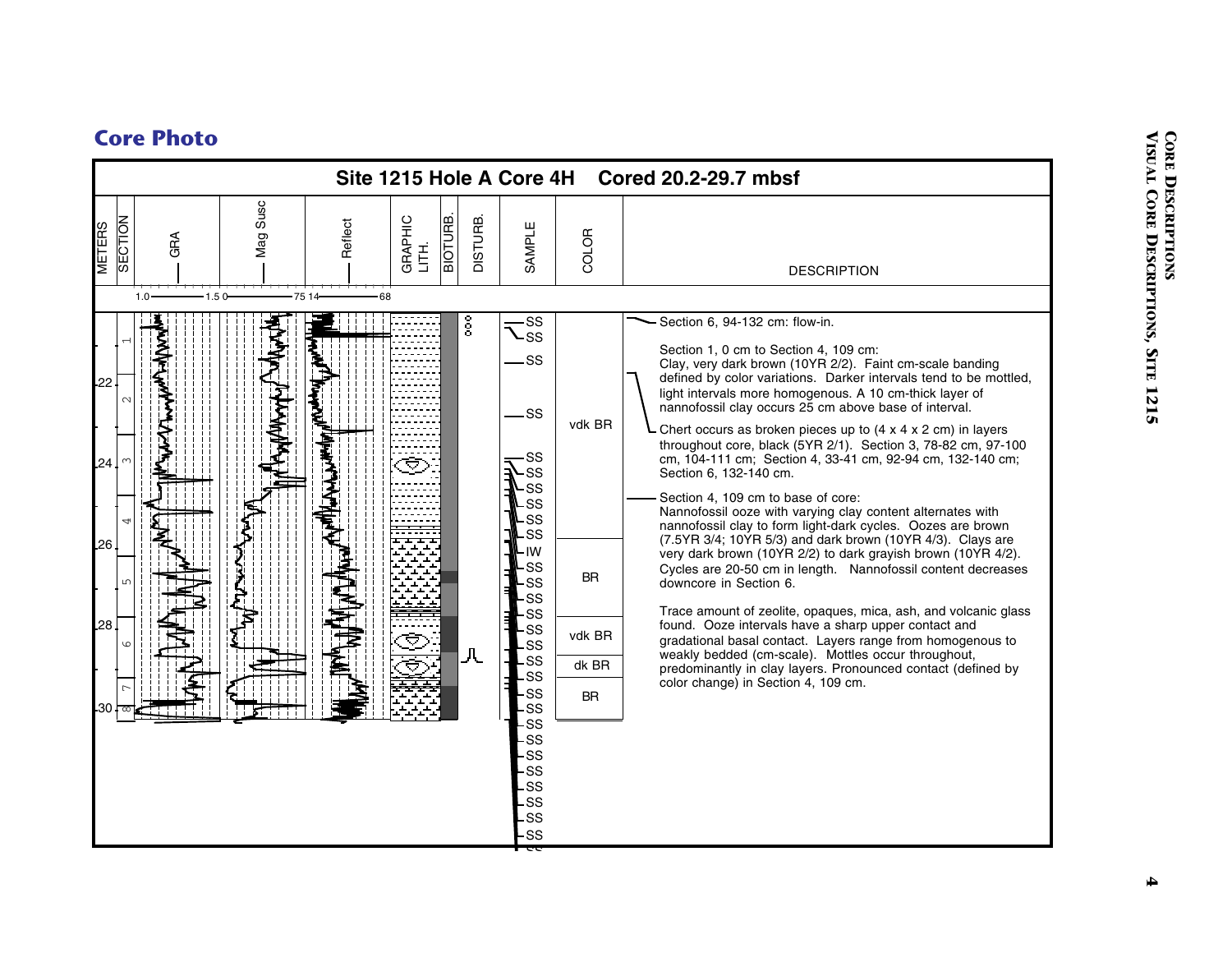## Core Photo

**Site 1215 Hole A Core 4H Cored 20.2-29.7 mbsf**

| METERS | SECTION | GRA | Mag Susc | Reflect | GRAPHIC LITH. | BIOTURB. | DISTURB. | SAMPLE | COLOR | DESCRIPTION |
|---|---|---|---|---|---|---|---|---|---|---|
| | | 1.0 — 1.5 | 0 — 75 | 14 — 68 | | | | | | |

| COLOR |
|---|
| vdk BR |
| BR |
| vdk BR |
| dk BR |
| BR |

**DESCRIPTION**

Section 6, 94-132 cm: flow-in.

Section 1, 0 cm to Section 4, 109 cm:
Clay, very dark brown (10YR 2/2). Faint cm-scale banding defined by color variations. Darker intervals tend to be mottled, light intervals more homogenous. A 10 cm-thick layer of nannofossil clay occurs 25 cm above base of interval.

Chert occurs as broken pieces up to (4 x 4 x 2 cm) in layers throughout core, black (5YR 2/1). Section 3, 78-82 cm, 97-100 cm, 104-111 cm; Section 4, 33-41 cm, 92-94 cm, 132-140 cm; Section 6, 132-140 cm.

Section 4, 109 cm to base of core:
Nannofossil ooze with varying clay content alternates with nannofossil clay to form light-dark cycles. Oozes are brown (7.5YR 3/4; 10YR 5/3) and dark brown (10YR 4/3). Clays are very dark brown (10YR 2/2) to dark grayish brown (10YR 4/2). Cycles are 20-50 cm in length. Nannofossil content decreases downcore in Section 6.

Trace amount of zeolite, opaques, mica, ash, and volcanic glass found. Ooze intervals have a sharp upper contact and gradational basal contact. Layers range from homogenous to weakly bedded (cm-scale). Mottles occur throughout, predominantly in clay layers. Pronounced contact (defined by color change) in Section 4, 109 cm.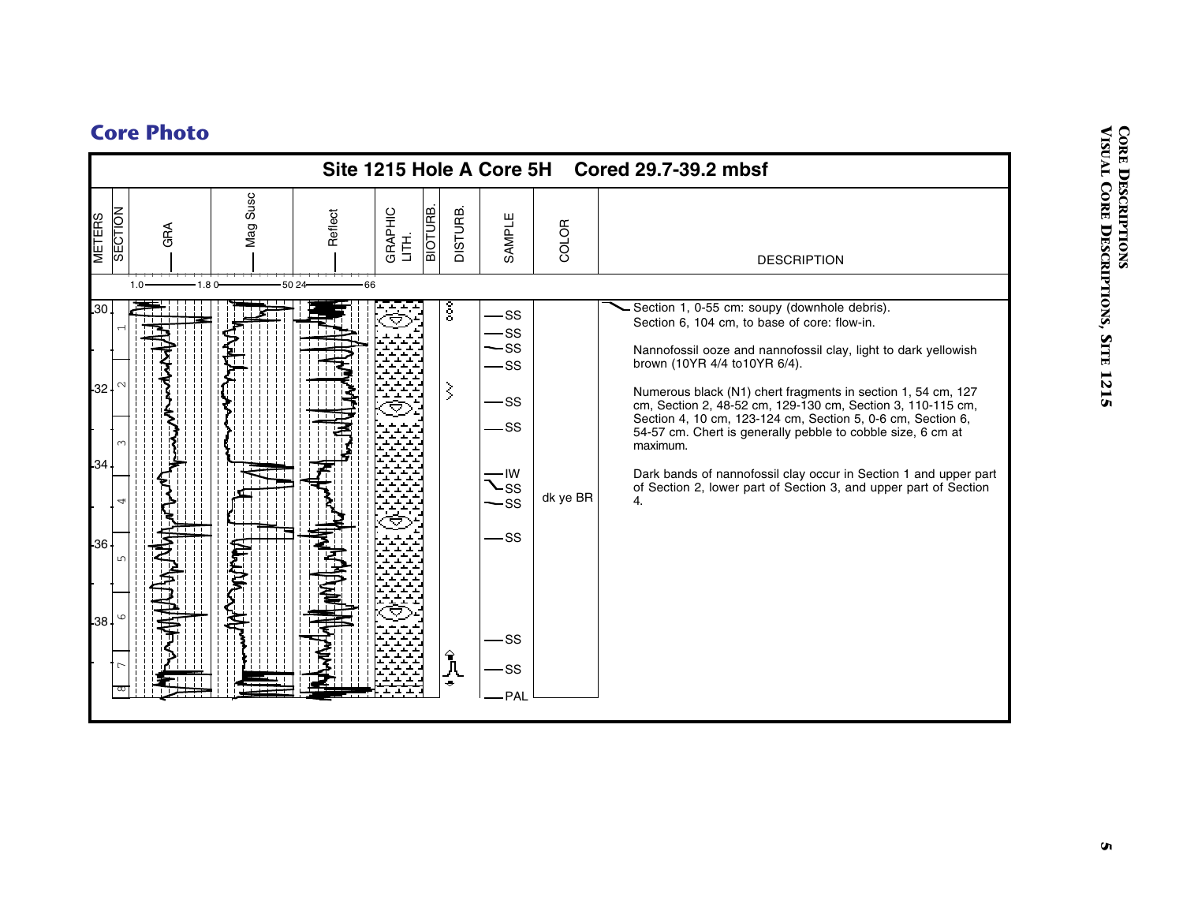## Core Photo

# Site 1215 Hole A Core 5H    Cored 29.7-39.2 mbsf

| METERS | SECTION | GRA | Mag Susc | Reflect | GRAPHIC LITH. | BIOTURB. | DISTURB. | SAMPLE | COLOR | DESCRIPTION |
|---|---|---|---|---|---|---|---|---|---|---|
| | | 1.0 — 1.8 | 0 — 50 | 24 — 66 | | | | | | |

Samples: SS, SS, SS, SS, SS, SS, IW, SS, SS, SS, SS, SS, PAL

Color: dk ye BR

Section 1, 0-55 cm: soupy (downhole debris).
Section 6, 104 cm, to base of core: flow-in.

Nannofossil ooze and nannofossil clay, light to dark yellowish brown (10YR 4/4 to10YR 6/4).

Numerous black (N1) chert fragments in section 1, 54 cm, 127 cm, Section 2, 48-52 cm, 129-130 cm, Section 3, 110-115 cm, Section 4, 10 cm, 123-124 cm, Section 5, 0-6 cm, Section 6, 54-57 cm. Chert is generally pebble to cobble size, 6 cm at maximum.

Dark bands of nannofossil clay occur in Section 1 and upper part of Section 2, lower part of Section 3, and upper part of Section 4.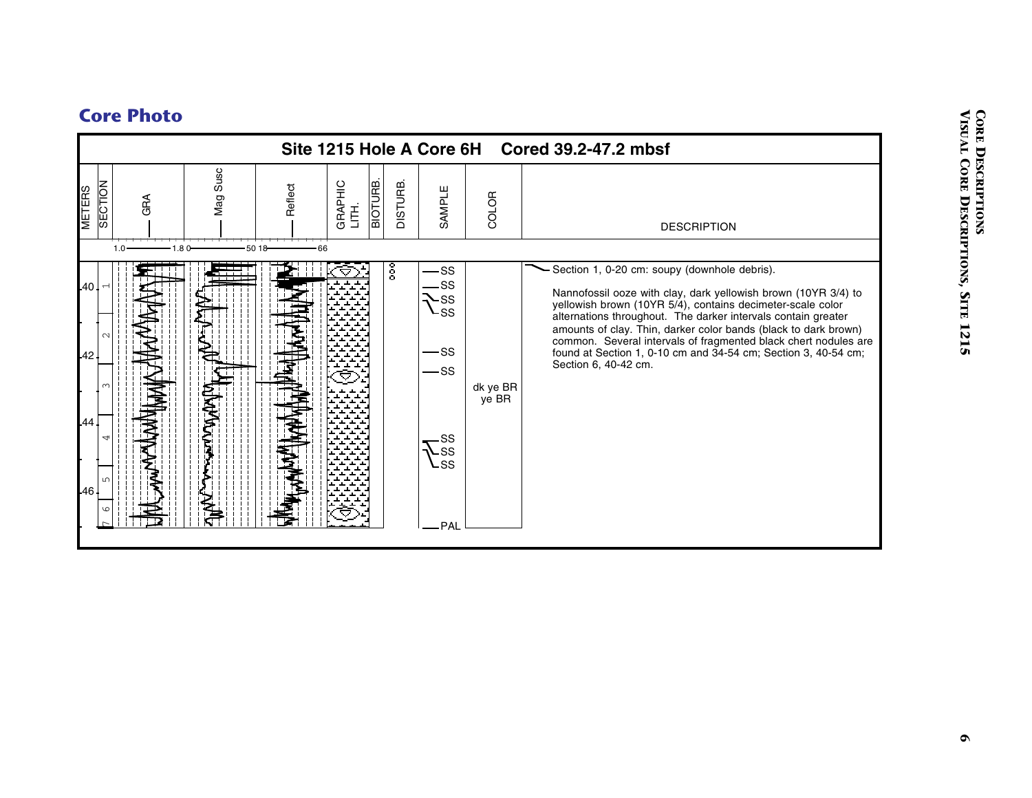# Core Photo

**Site 1215 Hole A Core 6H Cored 39.2-47.2 mbsf**

| METERS | SECTION | GRA | Mag Susc | Reflect | GRAPHIC LITH. | BIOTURB. | DISTURB. | SAMPLE | COLOR | DESCRIPTION |
|---|---|---|---|---|---|---|---|---|---|---|
| | | 1.0 — 1.8 | 0 — 50 | 18 — 66 | | | | | | |
| 40, 42, 44, 46 | 1, 2, 3, 4, 5, 6, 7 | | | | | | | SS, SS, SS, SS, SS, SS, SS, SS, SS, PAL | dk ye BR ye BR | Section 1, 0-20 cm: soupy (downhole debris). Nannofossil ooze with clay, dark yellowish brown (10YR 3/4) to yellowish brown (10YR 5/4), contains decimeter-scale color alternations throughout. The darker intervals contain greater amounts of clay. Thin, darker color bands (black to dark brown) common. Several intervals of fragmented black chert nodules are found at Section 1, 0-10 cm and 34-54 cm; Section 3, 40-54 cm; Section 6, 40-42 cm. |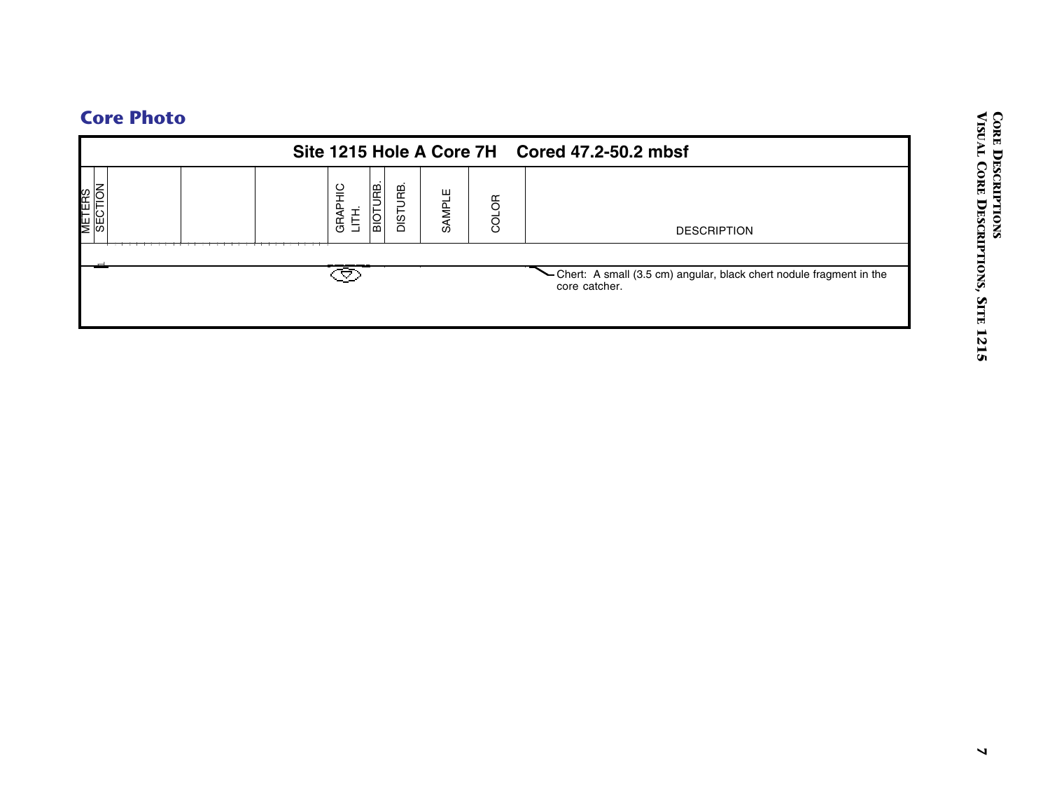## Core Photo

**Site 1215 Hole A Core 7H Cored 47.2-50.2 mbsf**

| METERS | SECTION | | | | GRAPHIC LITH. | BIOTURB. | DISTURB. | SAMPLE | COLOR | DESCRIPTION |
|---|---|---|---|---|---|---|---|---|---|---|
| | CC | | | | | | | | | Chert: A small (3.5 cm) angular, black chert nodule fragment in the core catcher. |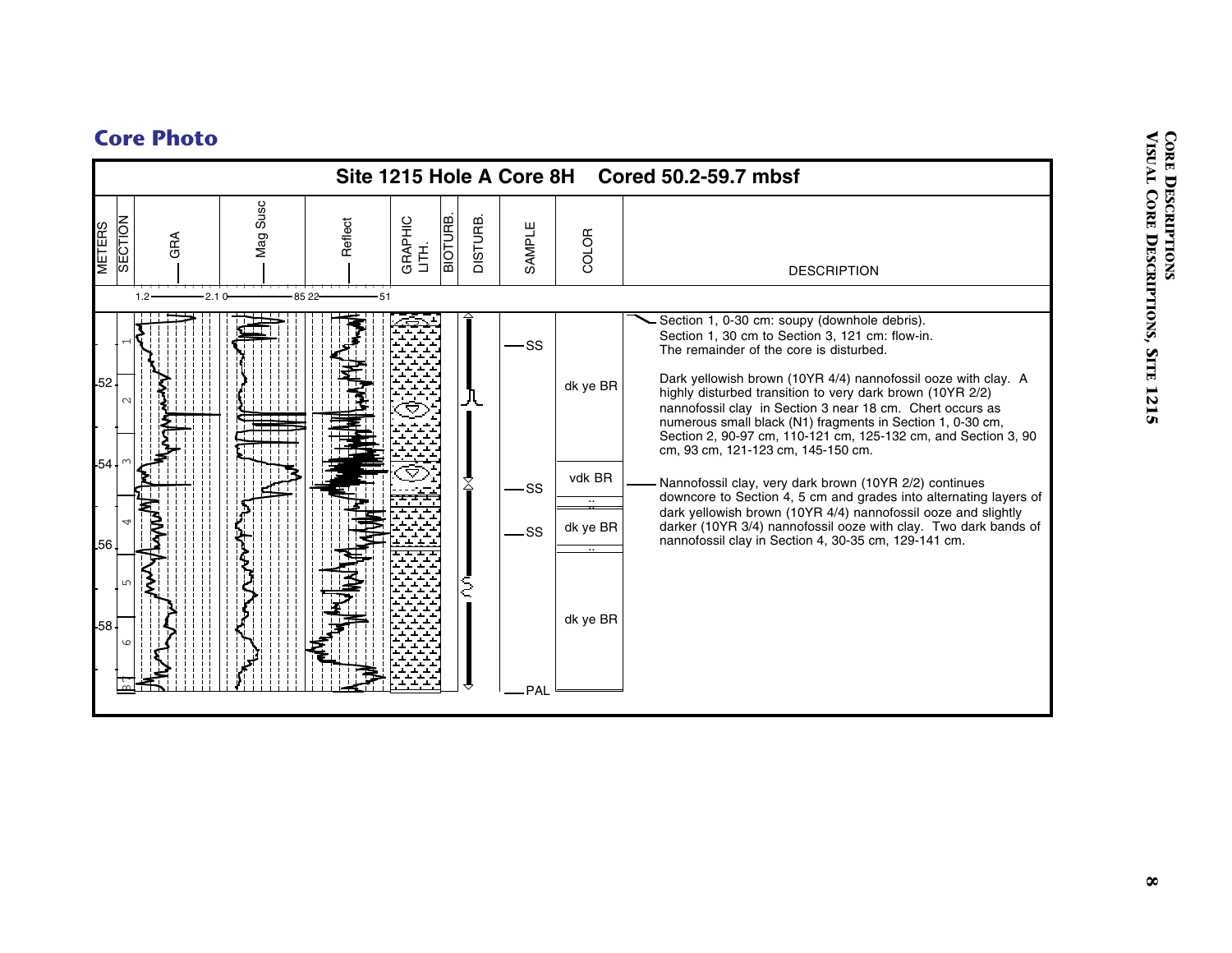## Core Photo

**Site 1215 Hole A Core 8H Cored 50.2-59.7 mbsf**

| METERS | SECTION | GRA | Mag Susc | Reflect | GRAPHIC LITH. | BIOTURB. | DISTURB. | SAMPLE | COLOR | DESCRIPTION |
|---|---|---|---|---|---|---|---|---|---|---|
| | | 1.2 — 2.1 | 0 — 85 | 22 — 51 | | | | | | |

| Position | Sample | Color |
|---|---|---|
| Section 1 | SS | |
| Sections 1–3 | | dk ye BR |
| Section 3 | SS | vdk BR |
| Section 4 | SS | dk ye BR |
| Sections 5–6, CC | | dk ye BR |
| CC | PAL | |

Meters: 52, 54, 56, 58

Section 1, 0-30 cm: soupy (downhole debris).
Section 1, 30 cm to Section 3, 121 cm: flow-in.
The remainder of the core is disturbed.

Dark yellowish brown (10YR 4/4) nannofossil ooze with clay. A highly disturbed transition to very dark brown (10YR 2/2) nannofossil clay in Section 3 near 18 cm. Chert occurs as numerous small black (N1) fragments in Section 1, 0-30 cm, Section 2, 90-97 cm, 110-121 cm, 125-132 cm, and Section 3, 90 cm, 93 cm, 121-123 cm, 145-150 cm.

Nannofossil clay, very dark brown (10YR 2/2) continues downcore to Section 4, 5 cm and grades into alternating layers of dark yellowish brown (10YR 4/4) nannofossil ooze and slightly darker (10YR 3/4) nannofossil ooze with clay. Two dark bands of nannofossil clay in Section 4, 30-35 cm, 129-141 cm.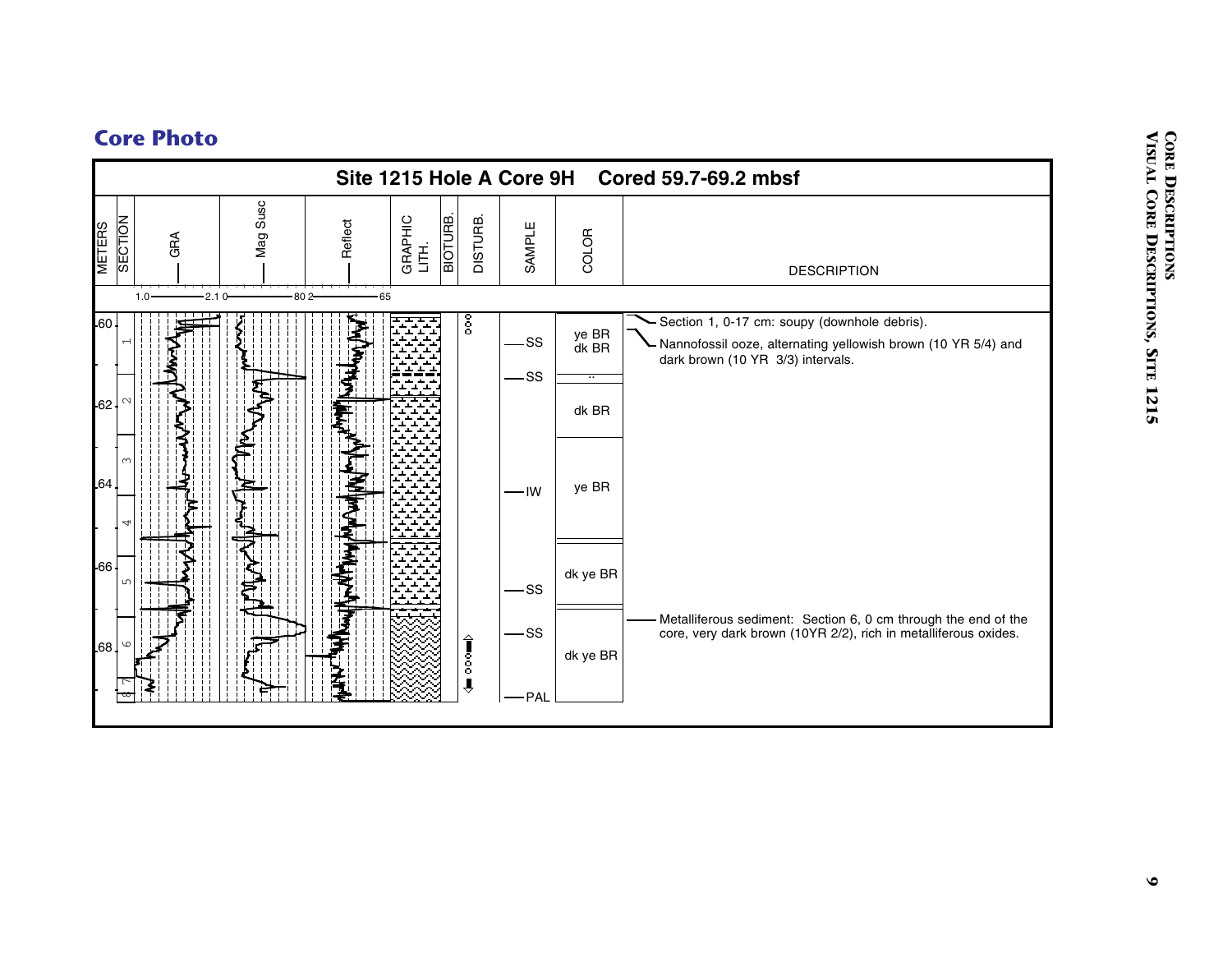## Core Photo

**Site 1215 Hole A Core 9H Cored 59.7-69.2 mbsf**

| METERS | SECTION | GRA | Mag Susc | Reflect | GRAPHIC LITH. | BIOTURB. | DISTURB. | SAMPLE | COLOR | DESCRIPTION |
|---|---|---|---|---|---|---|---|---|---|---|
| | | 1.0 — 2.1 | 0 — 80 | 2 — 65 | | | | | | |
| 60 | 1 | | | | | | | SS | ye BR dk BR | Section 1, 0-17 cm: soupy (downhole debris). |
| | | | | | | | | | | Nannofossil ooze, alternating yellowish brown (10 YR 5/4) and dark brown (10 YR 3/3) intervals. |
| 62 | 2 | | | | | | | SS | dk BR | |
| | 3 | | | | | | | | | |
| 64 | 4 | | | | | | | IW | ye BR | |
| 66 | 5 | | | | | | | SS | dk ye BR | |
| | | | | | | | | | | Metalliferous sediment: Section 6, 0 cm through the end of the core, very dark brown (10YR 2/2), rich in metalliferous oxides. |
| 68 | 6 | | | | | | | SS | dk ye BR | |
| | 7 | | | | | | | PAL | | |
| | 8 | | | | | | | | | |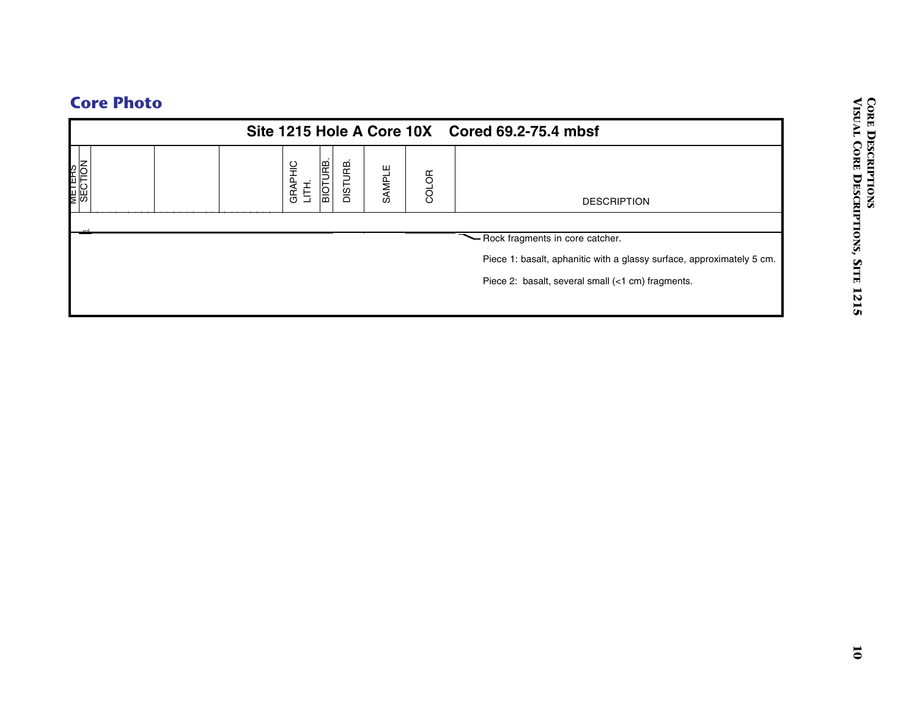## Core Photo

**Site 1215 Hole A Core 10X Cored 69.2-75.4 mbsf**

| METERS | SECTION | | | | GRAPHIC LITH. | BIOTURB. | DISTURB. | SAMPLE | COLOR | DESCRIPTION |
|---|---|---|---|---|---|---|---|---|---|---|
| | 1 | | | | | | | | | Rock fragments in core catcher.<br><br>Piece 1: basalt, aphanitic with a glassy surface, approximately 5 cm.<br><br>Piece 2: basalt, several small (<1 cm) fragments. |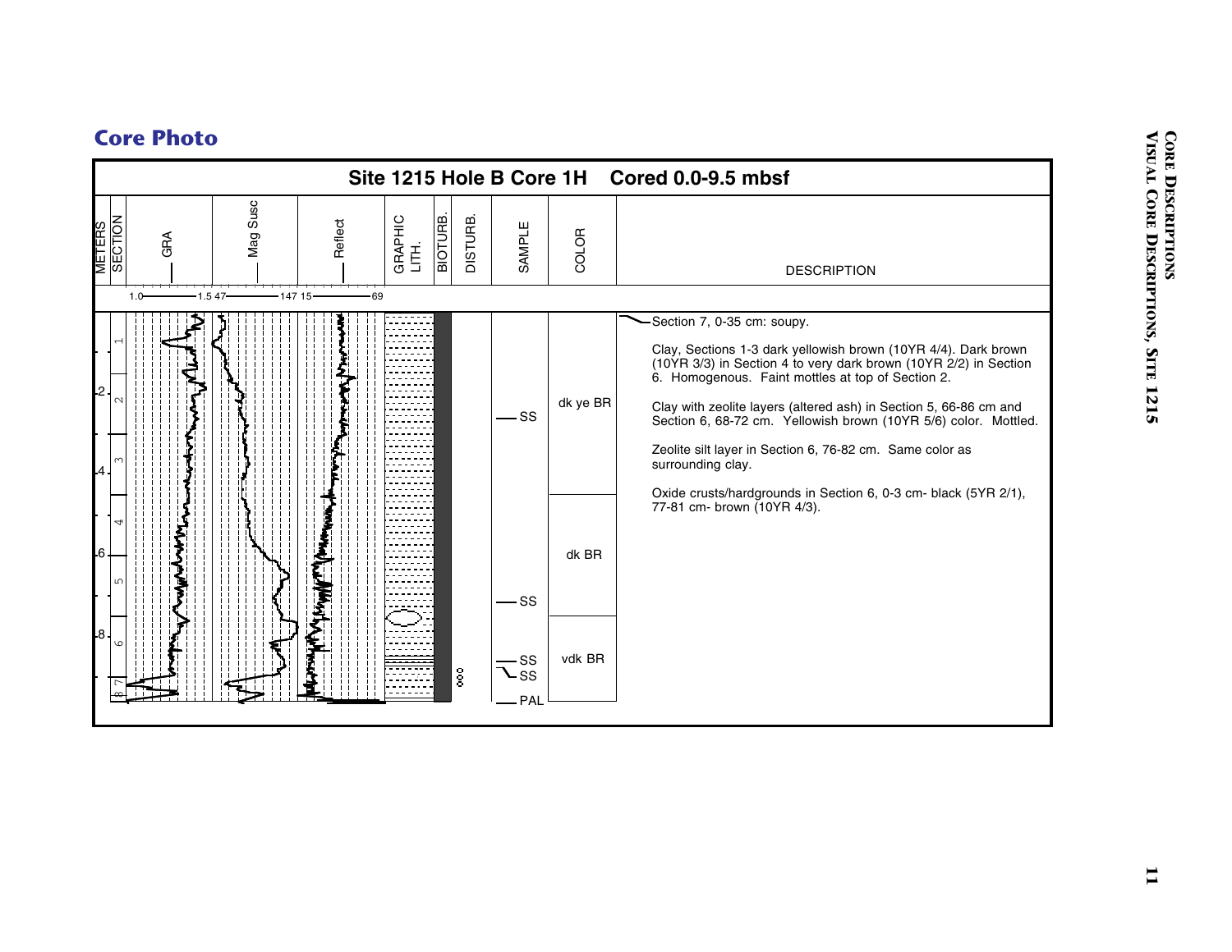## Core Photo

**Site 1215 Hole B Core 1H Cored 0.0-9.5 mbsf**

METERS | SECTION | GRA | Mag Susc | Reflect | GRAPHIC LITH. | BIOTURB. | DISTURB. | SAMPLE | COLOR | DESCRIPTION

1.0 — 1.5 47 — 147 15 — 69

| COLOR |
|---|
| dk ye BR |
| dk BR |
| vdk BR |

SAMPLE: SS, SS, SS, SS, PAL

**DESCRIPTION**

Section 7, 0-35 cm: soupy.

Clay, Sections 1-3 dark yellowish brown (10YR 4/4). Dark brown (10YR 3/3) in Section 4 to very dark brown (10YR 2/2) in Section 6. Homogenous. Faint mottles at top of Section 2.

Clay with zeolite layers (altered ash) in Section 5, 66-86 cm and Section 6, 68-72 cm. Yellowish brown (10YR 5/6) color. Mottled.

Zeolite silt layer in Section 6, 76-82 cm. Same color as surrounding clay.

Oxide crusts/hardgrounds in Section 6, 0-3 cm- black (5YR 2/1), 77-81 cm- brown (10YR 4/3).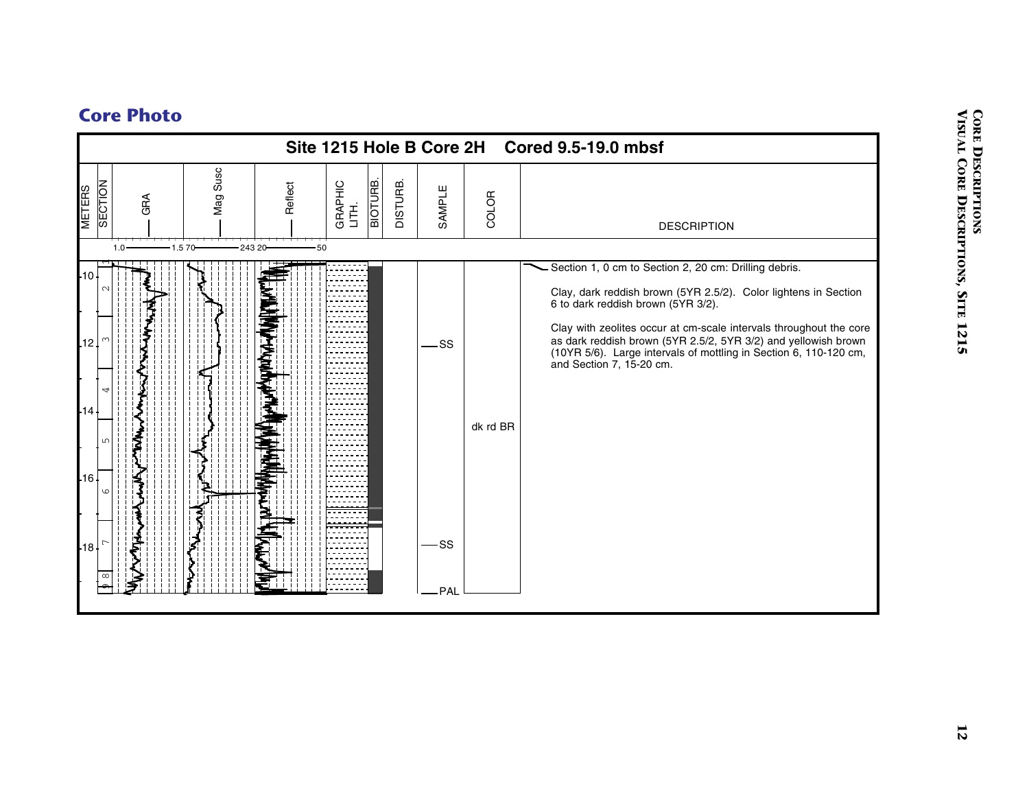## Core Photo

**Site 1215 Hole B Core 2H Cored 9.5-19.0 mbsf**

| METERS | SECTION | GRA | Mag Susc | Reflect | GRAPHIC LITH. | BIOTURB. | DISTURB. | SAMPLE | COLOR | DESCRIPTION |
|---|---|---|---|---|---|---|---|---|---|---|
| | | 1.0 — 1.5 | 70 — 243 | 20 — 50 | | | | | | |
| 10–18 | 1–8 | | | | | | | SS, SS, PAL | dk rd BR | Section 1, 0 cm to Section 2, 20 cm: Drilling debris.<br><br>Clay, dark reddish brown (5YR 2.5/2). Color lightens in Section 6 to dark reddish brown (5YR 3/2).<br><br>Clay with zeolites occur at cm-scale intervals throughout the core as dark reddish brown (5YR 2.5/2, 5YR 3/2) and yellowish brown (10YR 5/6). Large intervals of mottling in Section 6, 110-120 cm, and Section 7, 15-20 cm. |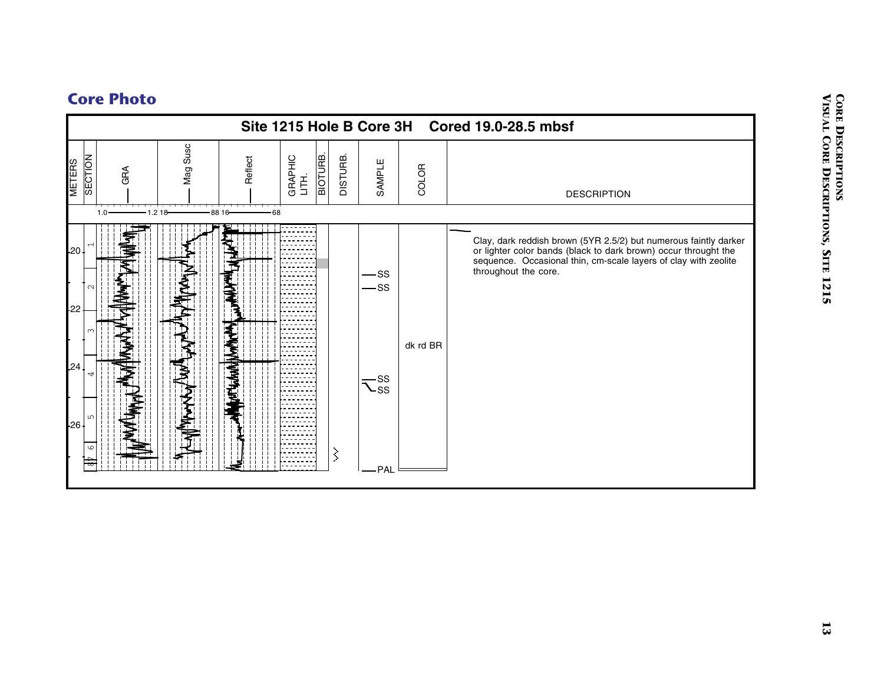## Core Photo

**Site 1215 Hole B Core 3H Cored 19.0-28.5 mbsf**

| METERS | SECTION | GRA | Mag Susc | Reflect | GRAPHIC LITH. | BIOTURB. | DISTURB. | SAMPLE | COLOR | DESCRIPTION |
|---|---|---|---|---|---|---|---|---|---|---|
| | | 1.0 — 1.2 | 18 — 88 | 16 — 68 | | | | | | |
| 20 | 1 | | | | | | | | | Clay, dark reddish brown (5YR 2.5/2) but numerous faintly darker or lighter color bands (black to dark brown) occur throught the sequence. Occasional thin, cm-scale layers of clay with zeolite throughout the core. |
| | 2 | | | | | | | SS, SS | | |
| 22 | 3 | | | | | | | | dk rd BR | |
| 24 | 4 | | | | | | | SS, SS | | |
| 26 | 5 | | | | | | | | | |
| | 6 | | | | | | | | | |
| | 7 | | | | | | | | | |
| | 8 | | | | | | | PAL | | |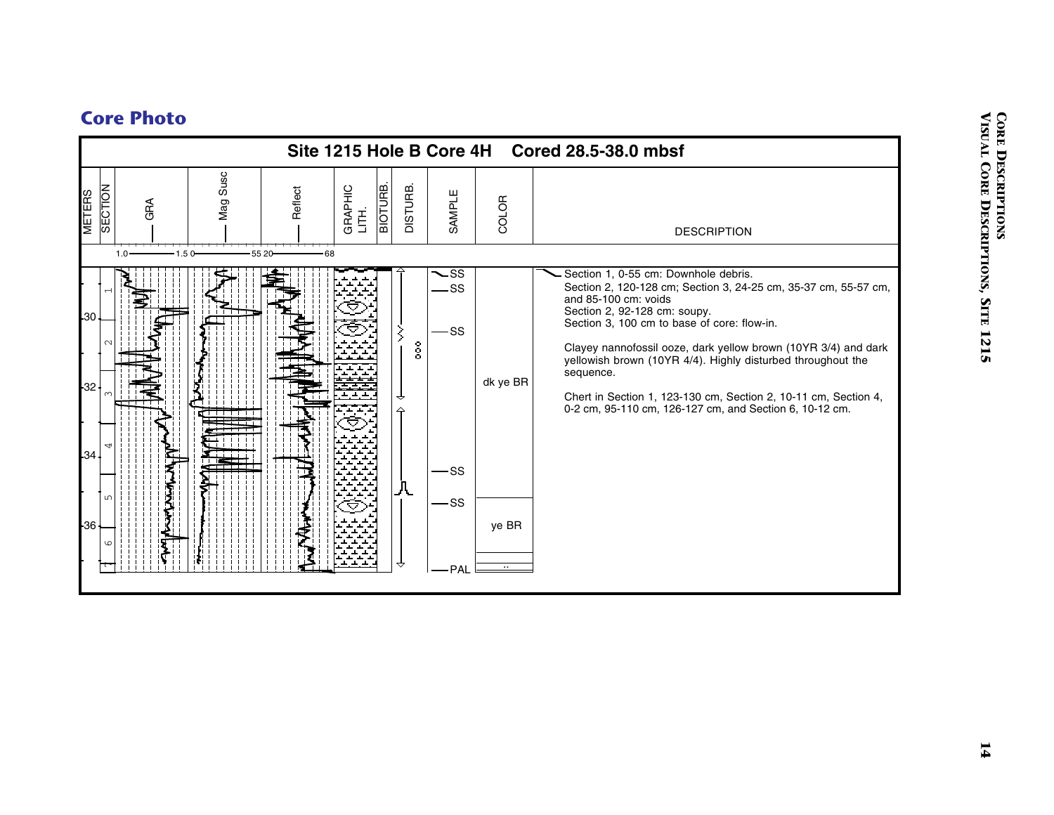# Core Photo

## Site 1215 Hole B Core 4H Cored 28.5-38.0 mbsf

| METERS | SECTION | GRA | Mag Susc | Reflect | GRAPHIC LITH. | BIOTURB. | DISTURB. | SAMPLE | COLOR | DESCRIPTION |
|---|---|---|---|---|---|---|---|---|---|---|
| | | 1.0 — 1.5 | 0 — 55 | 20 — 68 | | | | | | |

Samples: SS, SS, SS, SS, SS, PAL

Color: dk ye BR; ye BR

Section 1, 0-55 cm: Downhole debris.
Section 2, 120-128 cm; Section 3, 24-25 cm, 35-37 cm, 55-57 cm, and 85-100 cm: voids
Section 2, 92-128 cm: soupy.
Section 3, 100 cm to base of core: flow-in.

Clayey nannofossil ooze, dark yellow brown (10YR 3/4) and dark yellowish brown (10YR 4/4). Highly disturbed throughout the sequence.

Chert in Section 1, 123-130 cm, Section 2, 10-11 cm, Section 4, 0-2 cm, 95-110 cm, 126-127 cm, and Section 6, 10-12 cm.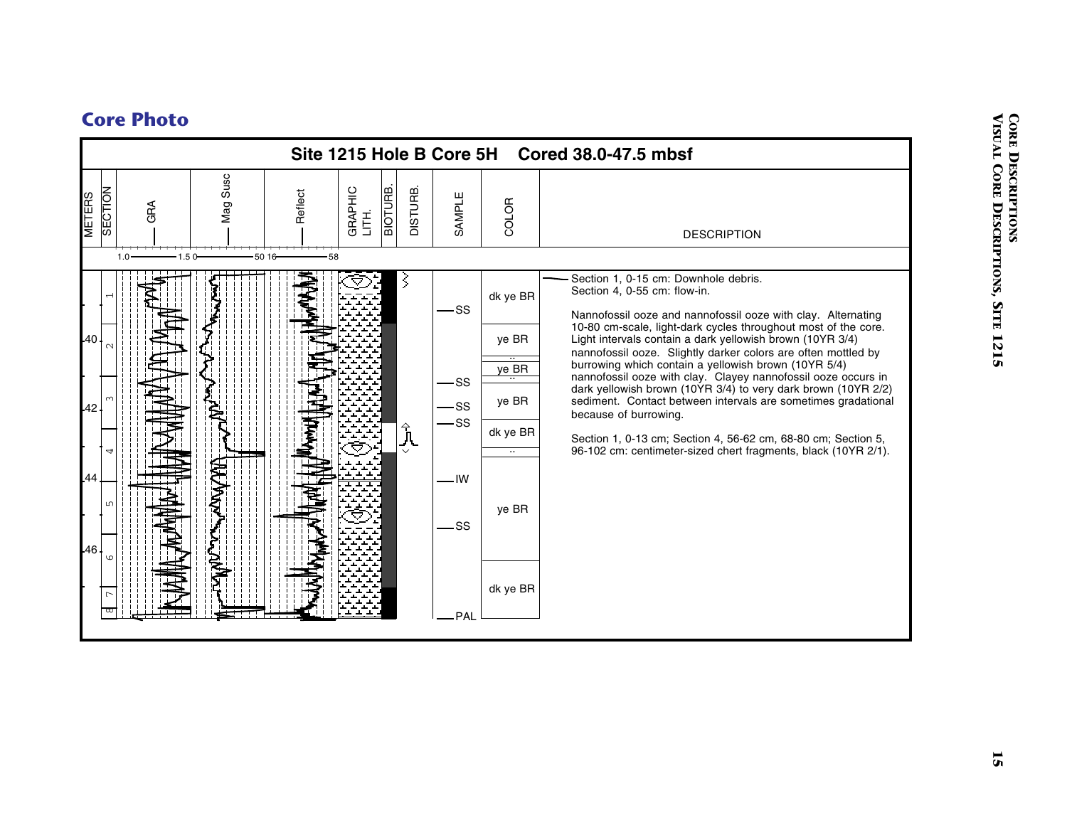## Core Photo

**Site 1215 Hole B Core 5H Cored 38.0-47.5 mbsf**

| METERS | SECTION | GRA | Mag Susc | Reflect | GRAPHIC LITH. | BIOTURB. | DISTURB. | SAMPLE | COLOR | DESCRIPTION |
|---|---|---|---|---|---|---|---|---|---|---|
| | | 1.0 — 1.5 | 0 — 50 | 16 — 58 | | | | | | |

SAMPLE: SS, SS, SS, SS, IW, SS, PAL

COLOR: dk ye BR, ye BR, ye BR, ye BR, dk ye BR, ye BR, dk ye BR

METERS: 40, 42, 44, 46

SECTION: 1, 2, 3, 4, 5, 6, 7, 8

Section 1, 0-15 cm: Downhole debris.
Section 4, 0-55 cm: flow-in.

Nannofossil ooze and nannofossil ooze with clay. Alternating 10-80 cm-scale, light-dark cycles throughout most of the core. Light intervals contain a dark yellowish brown (10YR 3/4) nannofossil ooze. Slightly darker colors are often mottled by burrowing which contain a yellowish brown (10YR 5/4) nannofossil ooze with clay. Clayey nannofossil ooze occurs in dark yellowish brown (10YR 3/4) to very dark brown (10YR 2/2) sediment. Contact between intervals are sometimes gradational because of burrowing.

Section 1, 0-13 cm; Section 4, 56-62 cm, 68-80 cm; Section 5, 96-102 cm: centimeter-sized chert fragments, black (10YR 2/1).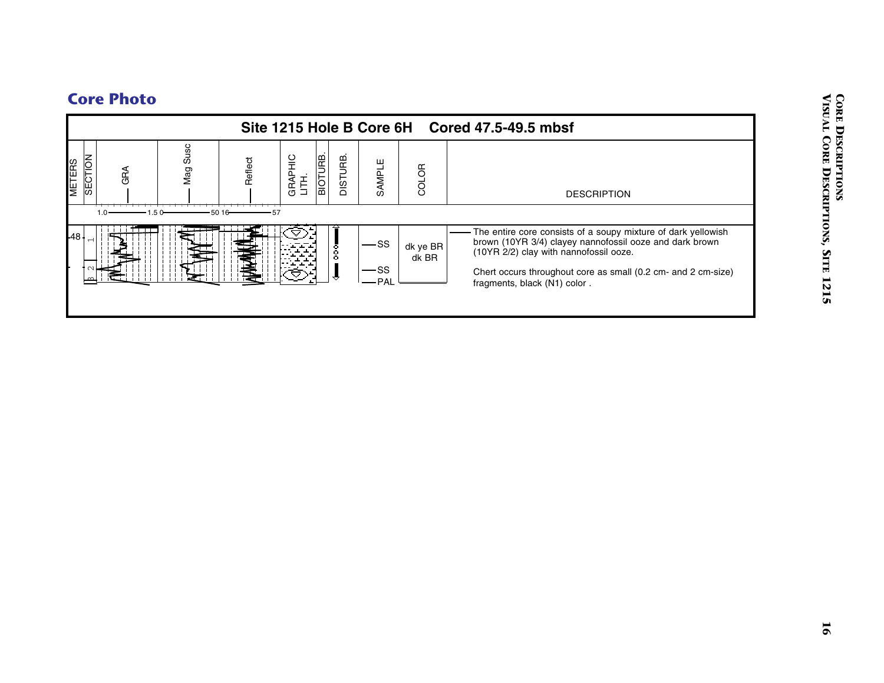## Core Photo

**Site 1215 Hole B Core 6H Cored 47.5-49.5 mbsf**

| METERS | SECTION | GRA | Mag Susc | Reflect | GRAPHIC LITH. | BIOTURB. | DISTURB. | SAMPLE | COLOR | DESCRIPTION |
|---|---|---|---|---|---|---|---|---|---|---|
| | | 1.0 — 1.5 | 0 — 50 | 16 — 57 | | | | | | |
| 48 | 1 | | | | | | | SS | dk ye BR | The entire core consists of a soupy mixture of dark yellowish brown (10YR 3/4) clayey nannofossil ooze and dark brown (10YR 2/2) clay with nannofossil ooze. |
| | 2 | | | | | | | SS | dk BR | Chert occurs throughout core as small (0.2 cm- and 2 cm-size) fragments, black (N1) color . |
| | CC | | | | | | | PAL | | |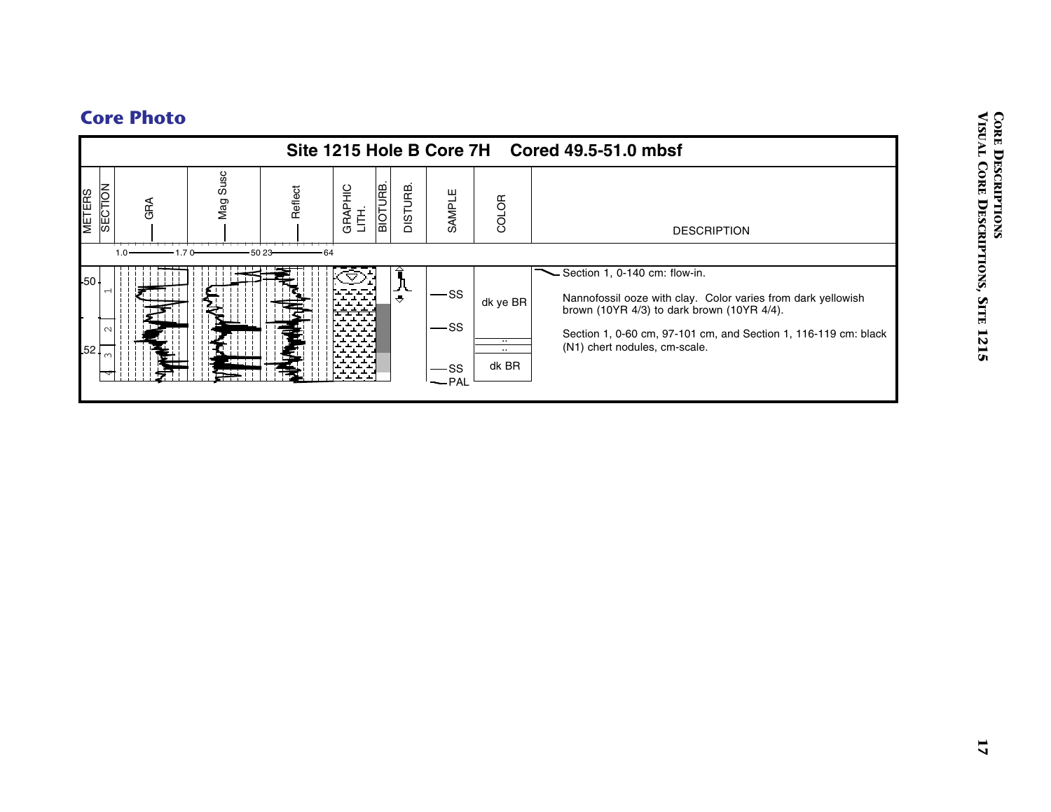# Core Photo

## Site 1215 Hole B Core 7H    Cored 49.5-51.0 mbsf

| METERS | SECTION | GRA | Mag Susc | Reflect | GRAPHIC LITH. | BIOTURB. | DISTURB. | SAMPLE | COLOR | DESCRIPTION |
|---|---|---|---|---|---|---|---|---|---|---|
| | | 1.0 — 1.7 | 0 — 50 | 23 — 64 | | | | | | |
| 50 | 1 | | | | | | | SS | dk ye BR | Section 1, 0-140 cm: flow-in. |
| | 2 | | | | | | | SS | | Nannofossil ooze with clay. Color varies from dark yellowish brown (10YR 4/3) to dark brown (10YR 4/4). |
| 52 | 3 | | | | | | | SS | dk BR | Section 1, 0-60 cm, 97-101 cm, and Section 1, 116-119 cm: black (N1) chert nodules, cm-scale. |
| | 4 | | | | | | | PAL | | |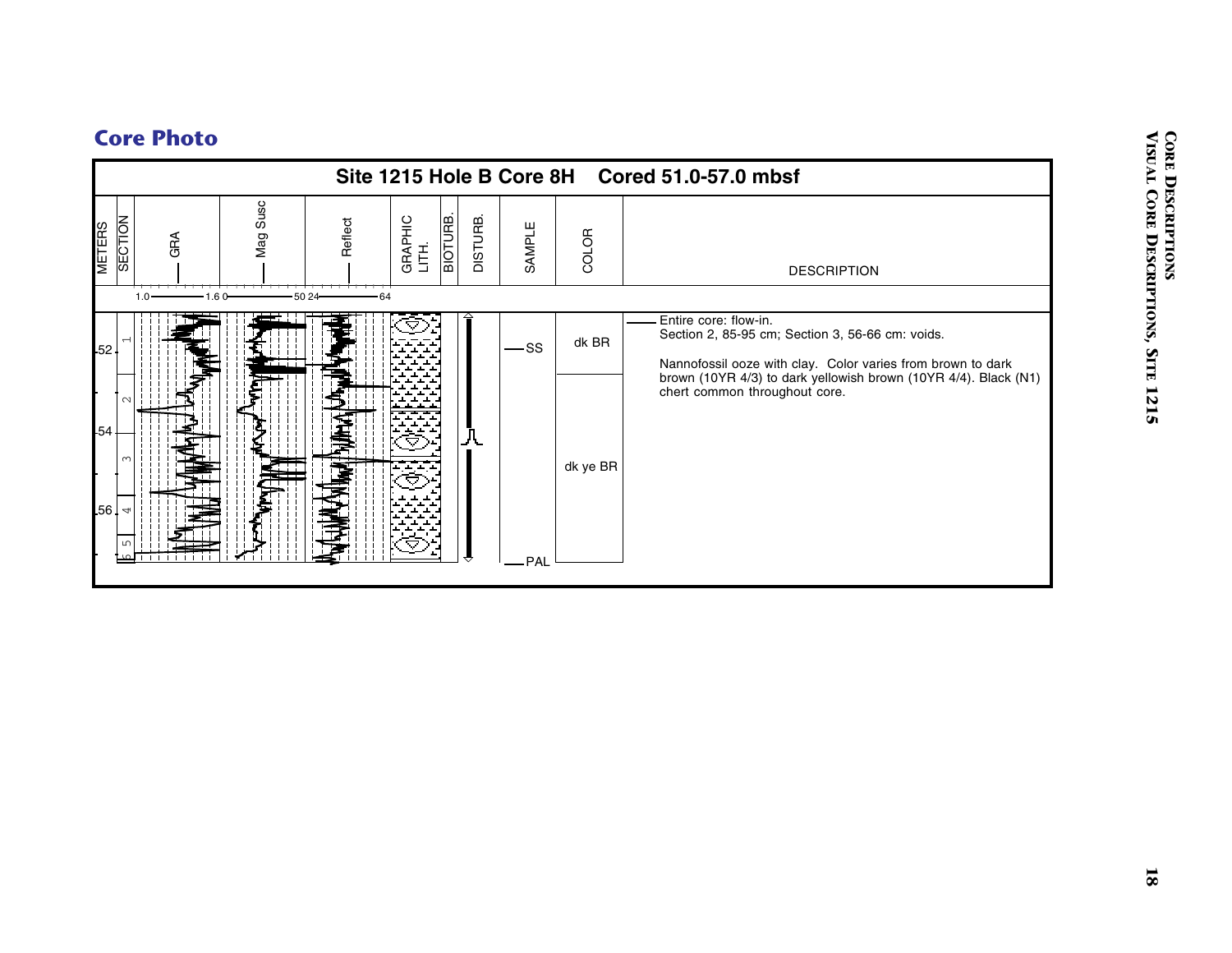## Core Photo

**Site 1215 Hole B Core 8H Cored 51.0-57.0 mbsf**

| METERS | SECTION | GRA | Mag Susc | Reflect | GRAPHIC LITH. | BIOTURB. | DISTURB. | SAMPLE | COLOR | DESCRIPTION |
|---|---|---|---|---|---|---|---|---|---|---|
| | | 1.0 — 1.6 | 0 — 50 | 24 — 64 | | | | | | |
| 52 | 1 | | | | | | | SS | dk BR | Entire core: flow-in. Section 2, 85-95 cm; Section 3, 56-66 cm: voids. Nannofossil ooze with clay. Color varies from brown to dark brown (10YR 4/3) to dark yellowish brown (10YR 4/4). Black (N1) chert common throughout core. |
| | 2 | | | | | | | | | |
| 54 | 3 | | | | | | | | dk ye BR | |
| 56 | 4 | | | | | | | | | |
| | 5 | | | | | | | | | |
| | 6 | | | | | | | PAL | | |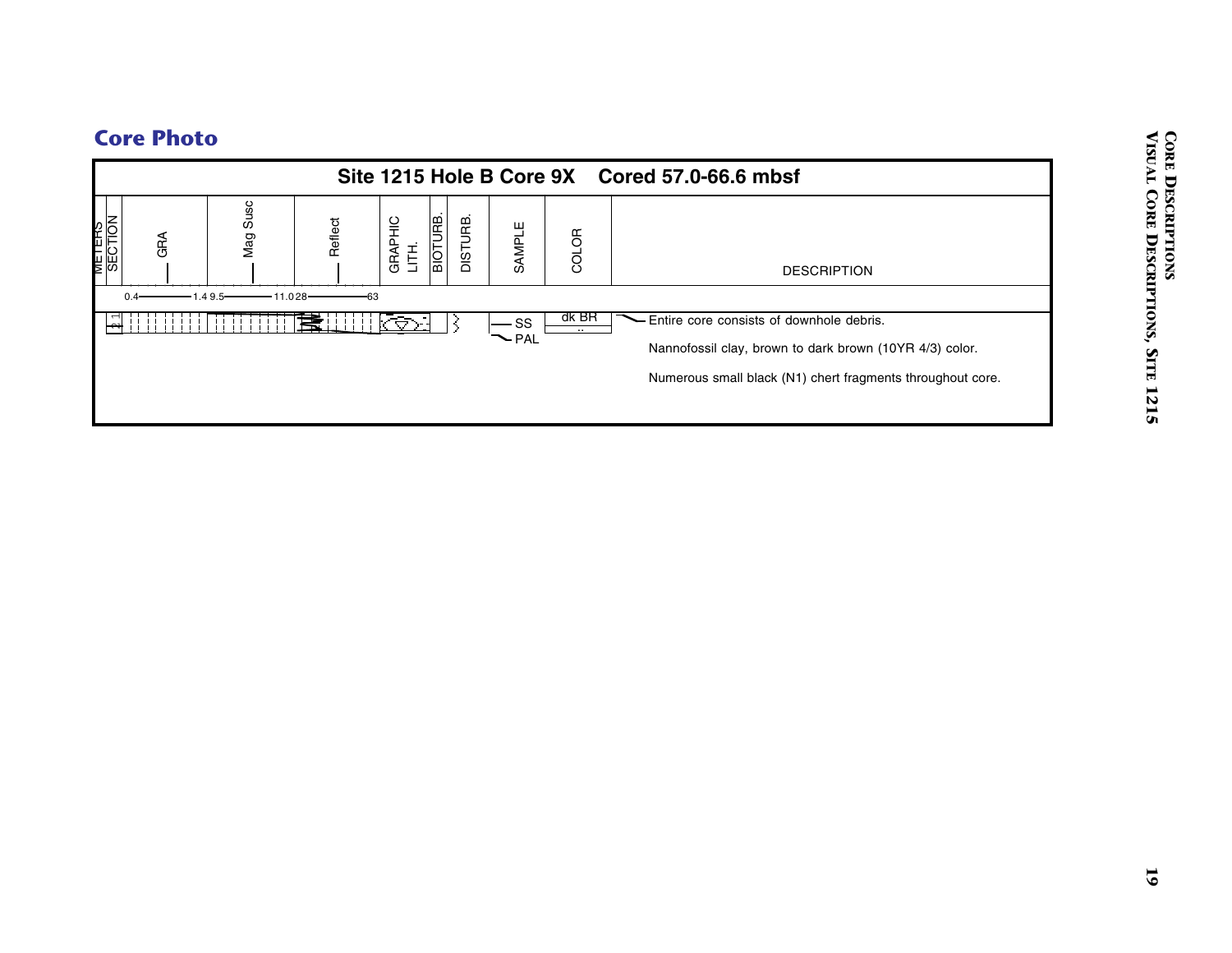## Core Photo

**Site 1215 Hole B Core 9X Cored 57.0-66.6 mbsf**

| METERS | SECTION | GRA | Mag Susc | Reflect | GRAPHIC LITH. | BIOTURB. | DISTURB. | SAMPLE | COLOR | DESCRIPTION |
|---|---|---|---|---|---|---|---|---|---|---|
| | | 0.4—1.4 | 9.5—11.0 | 28—63 | | | | | | |
| | 1, CC | | | | | | | SS, PAL | dk BR | Entire core consists of downhole debris.<br><br>Nannofossil clay, brown to dark brown (10YR 4/3) color.<br><br>Numerous small black (N1) chert fragments throughout core. |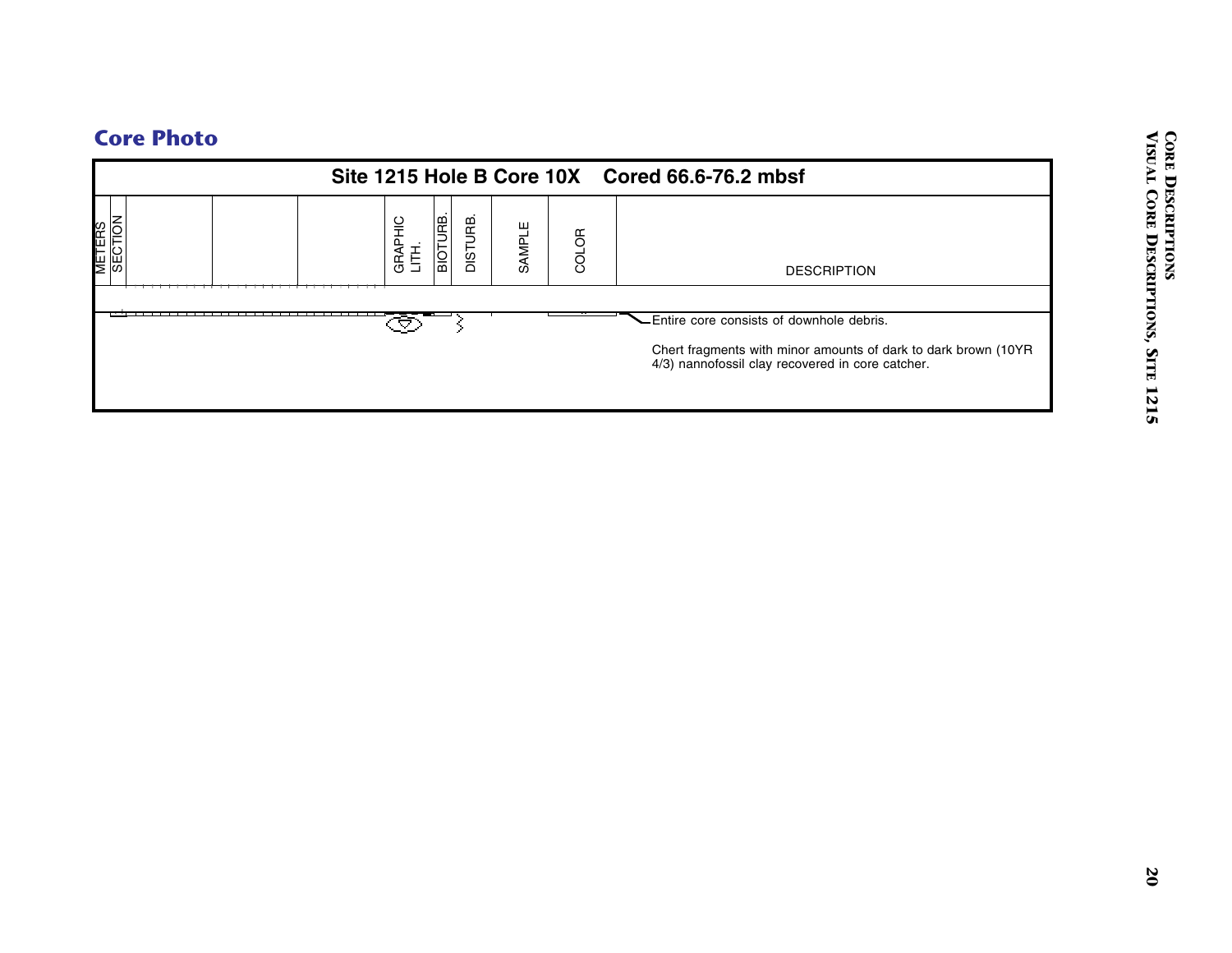## Core Photo

**Site 1215 Hole B Core 10X Cored 66.6-76.2 mbsf**

| METERS | SECTION | | | GRAPHIC LITH. | BIOTURB. | DISTURB. | SAMPLE | COLOR | DESCRIPTION |
|---|---|---|---|---|---|---|---|---|---|
| | | | | | | | | | Entire core consists of downhole debris.<br><br>Chert fragments with minor amounts of dark to dark brown (10YR 4/3) nannofossil clay recovered in core catcher. |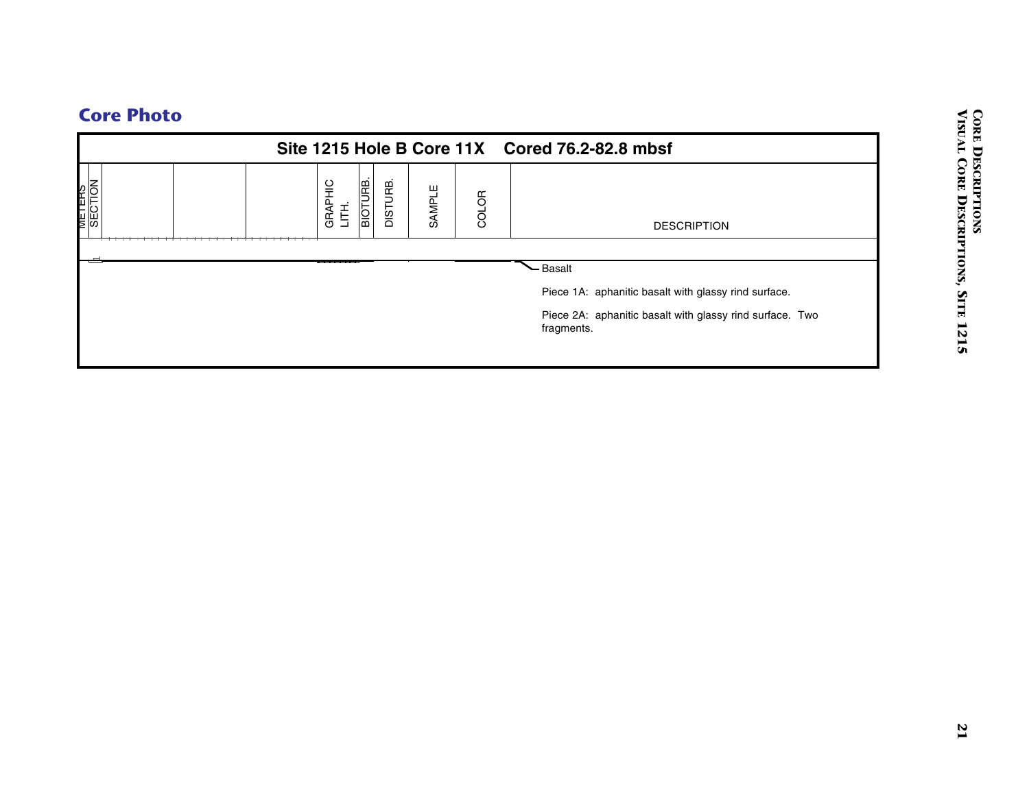## Core Photo

**Site 1215 Hole B Core 11X Cored 76.2-82.8 mbsf**

| METERS | SECTION | | | | GRAPHIC LITH. | BIOTURB. | DISTURB. | SAMPLE | COLOR | DESCRIPTION |
|---|---|---|---|---|---|---|---|---|---|---|
| | 1 | | | | | | | | | Basalt<br><br>Piece 1A: aphanitic basalt with glassy rind surface.<br><br>Piece 2A: aphanitic basalt with glassy rind surface. Two fragments. |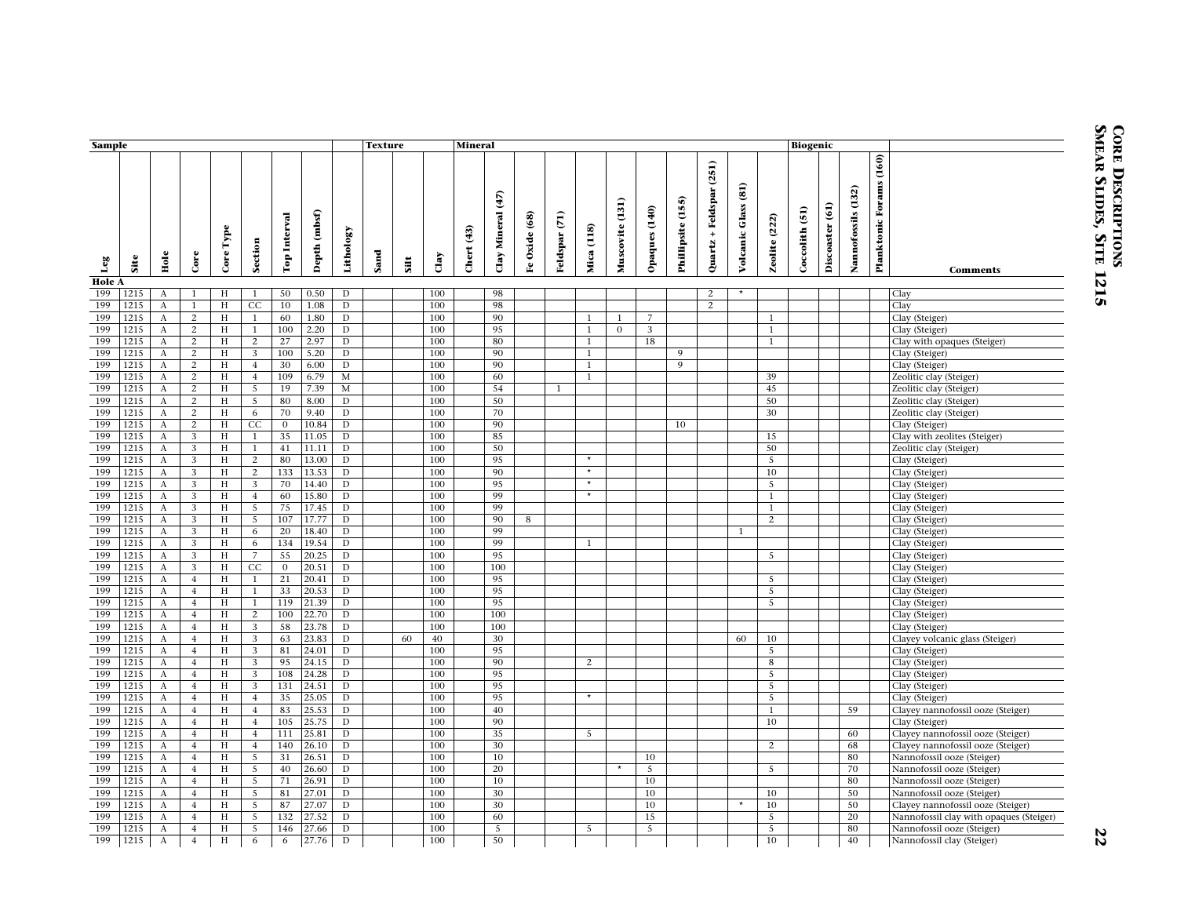| Sample | | | | | | | | | Texture | | | Mineral | | | | | | | | | | | Biogenic | | | | |
|---|---|---|---|---|---|---|---|---|---|---|---|---|---|---|---|---|---|---|---|---|---|---|---|---|---|---|---|
| Leg | Site | Hole | Core | Core Type | Section | Top Interval | Depth (mbsf) | Lithology | Sand | Silt | Clay | Chert (43) | Clay Mineral (47) | Fe Oxide (68) | Feldspar (71) | Mica (118) | Muscovite (131) | Opaques (140) | Phillipsite (155) | Quartz + Feldspar (251) | Volcanic Glass (81) | Zeolite (222) | Coccolith (51) | Discoaster (61) | Nannofossils (132) | Planktonic Forams (160) | Comments |
| **Hole A** | | | | | | | | | | | | | | | | | | | | | | | | | | | |
| 199 | 1215 | A | 1 | H | 1 | 50 | 0.50 | D | | | 100 | | 98 | | | | | | | 2 | * | | | | | | Clay |
| 199 | 1215 | A | 1 | H | CC | 10 | 1.08 | D | | | 100 | | 98 | | | | | | | 2 | | | | | | | Clay |
| 199 | 1215 | A | 2 | H | 1 | 60 | 1.80 | D | | | 100 | | 90 | | | 1 | 1 | 7 | | | | 1 | | | | | Clay (Steiger) |
| 199 | 1215 | A | 2 | H | 1 | 100 | 2.20 | D | | | 100 | | 95 | | | 1 | 0 | 3 | | | | 1 | | | | | Clay (Steiger) |
| 199 | 1215 | A | 2 | H | 2 | 27 | 2.97 | D | | | 100 | | 80 | | | 1 | | 18 | | | | 1 | | | | | Clay with opaques (Steiger) |
| 199 | 1215 | A | 2 | H | 3 | 100 | 5.20 | D | | | 100 | | 90 | | | 1 | | | 9 | | | | | | | | Clay (Steiger) |
| 199 | 1215 | A | 2 | H | 4 | 30 | 6.00 | D | | | 100 | | 90 | | | 1 | | | 9 | | | | | | | | Clay (Steiger) |
| 199 | 1215 | A | 2 | H | 4 | 109 | 6.79 | M | | | 100 | | 60 | | | 1 | | | | | | 39 | | | | | Zeolitic clay (Steiger) |
| 199 | 1215 | A | 2 | H | 5 | 19 | 7.39 | M | | | 100 | | 54 | | 1 | | | | | | | 45 | | | | | Zeolitic clay (Steiger) |
| 199 | 1215 | A | 2 | H | 5 | 80 | 8.00 | D | | | 100 | | 50 | | | | | | | | | 50 | | | | | Zeolitic clay (Steiger) |
| 199 | 1215 | A | 2 | H | 6 | 70 | 9.40 | D | | | 100 | | 70 | | | | | | | | | 30 | | | | | Zeolitic clay (Steiger) |
| 199 | 1215 | A | 2 | H | CC | 0 | 10.84 | D | | | 100 | | 90 | | | | | | 10 | | | | | | | | Clay (Steiger) |
| 199 | 1215 | A | 3 | H | 1 | 35 | 11.05 | D | | | 100 | | 85 | | | | | | | | | 15 | | | | | Clay with zeolites (Steiger) |
| 199 | 1215 | A | 3 | H | 1 | 41 | 11.11 | D | | | 100 | | 50 | | | | | | | | | 50 | | | | | Zeolitic clay (Steiger) |
| 199 | 1215 | A | 3 | H | 2 | 80 | 13.00 | D | | | 100 | | 95 | | | * | | | | | | 5 | | | | | Clay (Steiger) |
| 199 | 1215 | A | 3 | H | 2 | 133 | 13.53 | D | | | 100 | | 90 | | | * | | | | | | 10 | | | | | Clay (Steiger) |
| 199 | 1215 | A | 3 | H | 3 | 70 | 14.40 | D | | | 100 | | 95 | | | * | | | | | | 5 | | | | | Clay (Steiger) |
| 199 | 1215 | A | 3 | H | 4 | 60 | 15.80 | D | | | 100 | | 99 | | | * | | | | | | 1 | | | | | Clay (Steiger) |
| 199 | 1215 | A | 3 | H | 5 | 75 | 17.45 | D | | | 100 | | 99 | | | | | | | | | 1 | | | | | Clay (Steiger) |
| 199 | 1215 | A | 3 | H | 5 | 107 | 17.77 | D | | | 100 | | 90 | 8 | | | | | | | | 2 | | | | | Clay (Steiger) |
| 199 | 1215 | A | 3 | H | 6 | 20 | 18.40 | D | | | 100 | | 99 | | | | | | | | 1 | | | | | | Clay (Steiger) |
| 199 | 1215 | A | 3 | H | 6 | 134 | 19.54 | D | | | 100 | | 99 | | | 1 | | | | | | | | | | | Clay (Steiger) |
| 199 | 1215 | A | 3 | H | 7 | 55 | 20.25 | D | | | 100 | | 95 | | | | | | | | | 5 | | | | | Clay (Steiger) |
| 199 | 1215 | A | 3 | H | CC | 0 | 20.51 | D | | | 100 | | 100 | | | | | | | | | | | | | | Clay (Steiger) |
| 199 | 1215 | A | 4 | H | 1 | 21 | 20.41 | D | | | 100 | | 95 | | | | | | | | | 5 | | | | | Clay (Steiger) |
| 199 | 1215 | A | 4 | H | 1 | 33 | 20.53 | D | | | 100 | | 95 | | | | | | | | | 5 | | | | | Clay (Steiger) |
| 199 | 1215 | A | 4 | H | 1 | 119 | 21.39 | D | | | 100 | | 95 | | | | | | | | | 5 | | | | | Clay (Steiger) |
| 199 | 1215 | A | 4 | H | 2 | 100 | 22.70 | D | | | 100 | | 100 | | | | | | | | | | | | | | Clay (Steiger) |
| 199 | 1215 | A | 4 | H | 3 | 58 | 23.78 | D | | | 100 | | 100 | | | | | | | | | | | | | | Clay (Steiger) |
| 199 | 1215 | A | 4 | H | 3 | 63 | 23.83 | D | | 60 | 40 | | 30 | | | | | | | | 60 | 10 | | | | | Clayey volcanic glass (Steiger) |
| 199 | 1215 | A | 4 | H | 3 | 81 | 24.01 | D | | | 100 | | 95 | | | | | | | | | 5 | | | | | Clay (Steiger) |
| 199 | 1215 | A | 4 | H | 3 | 95 | 24.15 | D | | | 100 | | 90 | | | 2 | | | | | | 8 | | | | | Clay (Steiger) |
| 199 | 1215 | A | 4 | H | 3 | 108 | 24.28 | D | | | 100 | | 95 | | | | | | | | | 5 | | | | | Clay (Steiger) |
| 199 | 1215 | A | 4 | H | 3 | 131 | 24.51 | D | | | 100 | | 95 | | | | | | | | | 5 | | | | | Clay (Steiger) |
| 199 | 1215 | A | 4 | H | 4 | 35 | 25.05 | D | | | 100 | | 95 | | | * | | | | | | 5 | | | | | Clay (Steiger) |
| 199 | 1215 | A | 4 | H | 4 | 83 | 25.53 | D | | | 100 | | 40 | | | | | | | | | 1 | | | 59 | | Clayey nannofossil ooze (Steiger) |
| 199 | 1215 | A | 4 | H | 4 | 105 | 25.75 | D | | | 100 | | 90 | | | | | | | | | 10 | | | | | Clay (Steiger) |
| 199 | 1215 | A | 4 | H | 4 | 111 | 25.81 | D | | | 100 | | 35 | | | 5 | | | | | | | | | 60 | | Clayey nannofossil ooze (Steiger) |
| 199 | 1215 | A | 4 | H | 4 | 140 | 26.10 | D | | | 100 | | 30 | | | | | | | | | 2 | | | 68 | | Clayey nannofossil ooze (Steiger) |
| 199 | 1215 | A | 4 | H | 5 | 31 | 26.51 | D | | | 100 | | 10 | | | | | 10 | | | | | | | 80 | | Nannofossil ooze (Steiger) |
| 199 | 1215 | A | 4 | H | 5 | 40 | 26.60 | D | | | 100 | | 20 | | | | * | 5 | | | | 5 | | | 70 | | Nannofossil ooze (Steiger) |
| 199 | 1215 | A | 4 | H | 5 | 71 | 26.91 | D | | | 100 | | 10 | | | | | 10 | | | | | | | 80 | | Nannofossil ooze (Steiger) |
| 199 | 1215 | A | 4 | H | 5 | 81 | 27.01 | D | | | 100 | | 30 | | | | | 10 | | | | 10 | | | 50 | | Nannofossil ooze (Steiger) |
| 199 | 1215 | A | 4 | H | 5 | 87 | 27.07 | D | | | 100 | | 30 | | | | | 10 | | | * | 10 | | | 50 | | Clayey nannofossil ooze (Steiger) |
| 199 | 1215 | A | 4 | H | 5 | 132 | 27.52 | D | | | 100 | | 60 | | | | | 15 | | | | 5 | | | 20 | | Nannofossil clay with opaques (Steiger) |
| 199 | 1215 | A | 4 | H | 5 | 146 | 27.66 | D | | | 100 | | 5 | | | 5 | | 5 | | | | 5 | | | 80 | | Nannofossil ooze (Steiger) |
| 199 | 1215 | A | 4 | H | 6 | 6 | 27.76 | D | | | 100 | | 50 | | | | | | | | | 10 | | | 40 | | Nannofossil clay (Steiger) |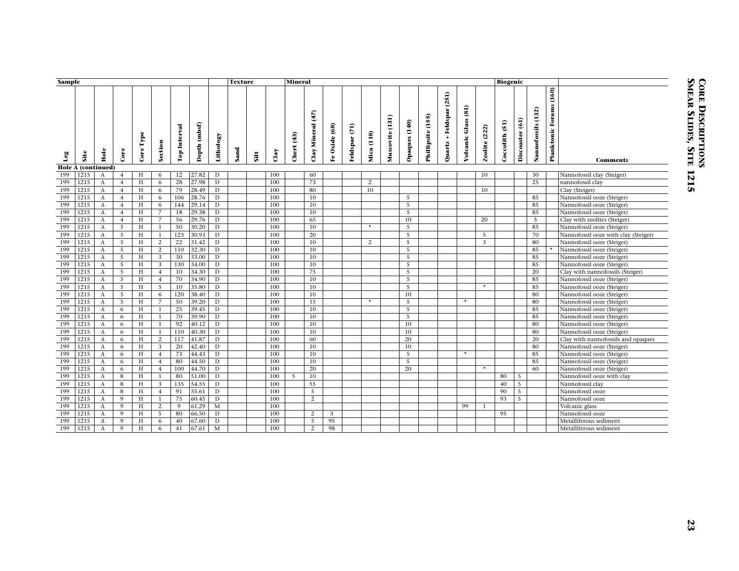| Sample | | | | | | | | | Texture | | | Mineral | | | | | | | | | | | Biogenic | | | | |
|---|---|---|---|---|---|---|---|---|---|---|---|---|---|---|---|---|---|---|---|---|---|---|---|---|---|---|---|
| Leg | Site | Hole | Core | Core Type | Section | Top Interval | Depth (mbsf) | Lithology | Sand | Silt | Clay | Chert (43) | Clay Mineral (47) | Fe Oxide (68) | Feldspar (71) | Mica (118) | Muscovite (131) | Opaques (140) | Phillipsite (155) | Quartz + Feldspar (251) | Volcanic Glass (81) | Zeolite (222) | Coccolith (51) | Discoaster (61) | Nannofossils (132) | Planktonic Forams (160) | Comments |
| **Hole A (continued)** | | | | | | | | | | | | | | | | | | | | | | | | | | | |
| 199 | 1215 | A | 4 | H | 6 | 12 | 27.82 | D | | | 100 | | 60 | | | | | | | | | 10 | | | 30 | | Nannofossil clay (Steiger) |
| 199 | 1215 | A | 4 | H | 6 | 28 | 27.98 | D | | | 100 | | 73 | | | 2 | | | | | | | | | 25 | | nannofossil clay |
| 199 | 1215 | A | 4 | H | 6 | 79 | 28.49 | D | | | 100 | | 80 | | | 10 | | | | | | 10 | | | | | Clay (Steiger) |
| 199 | 1215 | A | 4 | H | 6 | 106 | 28.76 | D | | | 100 | | 10 | | | | | 5 | | | | | | | 85 | | Nannofossil ooze (Steiger) |
| 199 | 1215 | A | 4 | H | 6 | 144 | 29.14 | D | | | 100 | | 10 | | | | | 5 | | | | | | | 85 | | Nannofossil ooze (Steiger) |
| 199 | 1215 | A | 4 | H | 7 | 18 | 29.38 | D | | | 100 | | 10 | | | | | 5 | | | | | | | 85 | | Nannofossil ooze (Steiger) |
| 199 | 1215 | A | 4 | H | 7 | 56 | 29.76 | D | | | 100 | | 65 | | | | | 10 | | | | 20 | | | 5 | | Clay with zeolites (Steiger) |
| 199 | 1215 | A | 5 | H | 1 | 50 | 30.20 | D | | | 100 | | 10 | | | * | | 5 | | | | | | | 85 | | Nannofossil ooze (Steiger) |
| 199 | 1215 | A | 5 | H | 1 | 123 | 30.93 | D | | | 100 | | 20 | | | | | 5 | | | | 5 | | | 70 | | Nannofossil ooze with clay (Steiger) |
| 199 | 1215 | A | 5 | H | 2 | 22 | 31.42 | D | | | 100 | | 10 | | | 2 | | 5 | | | | 3 | | | 80 | | Nannofossil ooze (Steiger) |
| 199 | 1215 | A | 5 | H | 2 | 110 | 32.30 | D | | | 100 | | 10 | | | | | 5 | | | | | | | 85 | * | Nannofossil ooze (Steiger) |
| 199 | 1215 | A | 5 | H | 3 | 30 | 33.00 | D | | | 100 | | 10 | | | | | 5 | | | | | | | 85 | | Nannofossil ooze (Steiger) |
| 199 | 1215 | A | 5 | H | 3 | 130 | 34.00 | D | | | 100 | | 10 | | | | | 5 | | | | | | | 85 | | Nannofossil ooze (Steiger) |
| 199 | 1215 | A | 5 | H | 4 | 10 | 34.30 | D | | | 100 | | 75 | | | | | 5 | | | | | | | 20 | | Clay with nannofossils (Steiger) |
| 199 | 1215 | A | 5 | H | 4 | 70 | 34.90 | D | | | 100 | | 10 | | | | | 5 | | | | | | | 85 | | Nannofossil ooze (Steiger) |
| 199 | 1215 | A | 5 | H | 5 | 10 | 35.80 | D | | | 100 | | 10 | | | | | 5 | | | | * | | | 85 | | Nannofossil ooze (Steiger) |
| 199 | 1215 | A | 5 | H | 6 | 120 | 38.40 | D | | | 100 | | 10 | | | | | 10 | | | | | | | 80 | | Nannofossil ooze (Steiger) |
| 199 | 1215 | A | 5 | H | 7 | 50 | 39.20 | D | | | 100 | | 15 | | | * | | 5 | | | * | | | | 80 | | Nannofossil ooze (Steiger) |
| 199 | 1215 | A | 6 | H | 1 | 25 | 39.45 | D | | | 100 | | 10 | | | | | 5 | | | | | | | 85 | | Nannofossil ooze (Steiger) |
| 199 | 1215 | A | 6 | H | 1 | 70 | 39.90 | D | | | 100 | | 10 | | | | | 5 | | | | | | | 85 | | Nannofossil ooze (Steiger) |
| 199 | 1215 | A | 6 | H | 1 | 92 | 40.12 | D | | | 100 | | 10 | | | | | 10 | | | | | | | 80 | | Nannofossil ooze (Steiger) |
| 199 | 1215 | A | 6 | H | 1 | 110 | 40.30 | D | | | 100 | | 10 | | | | | 10 | | | | | | | 80 | | Nannofossil ooze (Steiger) |
| 199 | 1215 | A | 6 | H | 2 | 117 | 41.87 | D | | | 100 | | 60 | | | | | 20 | | | | | | | 20 | | Clay with nannofossils and opaques |
| 199 | 1215 | A | 6 | H | 3 | 20 | 42.40 | D | | | 100 | | 10 | | | | | 10 | | | | | | | 80 | | Nannofossil ooze (Steiger) |
| 199 | 1215 | A | 6 | H | 4 | 73 | 44.43 | D | | | 100 | | 10 | | | | | 5 | | | * | | | | 85 | | Nannofossil ooze (Steiger) |
| 199 | 1215 | A | 6 | H | 4 | 80 | 44.50 | D | | | 100 | | 10 | | | | | 5 | | | | | | | 85 | | Nannofossil ooze (Steiger) |
| 199 | 1215 | A | 6 | H | 4 | 100 | 44.70 | D | | | 100 | | 20 | | | | | 20 | | | | * | | | 60 | | Nannofossil ooze (Steiger) |
| 199 | 1215 | A | 8 | H | 1 | 80 | 51.00 | D | | | 100 | 5 | 10 | | | | | | | | | | 80 | 5 | | | Nannofossil ooze with clay |
| 199 | 1215 | A | 8 | H | 3 | 135 | 54.55 | D | | | 100 | | 55 | | | | | | | | | | 40 | 5 | | | Nannofossil clay |
| 199 | 1215 | A | 8 | H | 4 | 91 | 55.61 | D | | | 100 | | 5 | | | | | | | | | | 90 | 5 | | | Nannofossil ooze |
| 199 | 1215 | A | 9 | H | 1 | 75 | 60.45 | D | | | 100 | | 2 | | | | | | | | | | 93 | 5 | | | Nannofossil ooze |
| 199 | 1215 | A | 9 | H | 2 | 9 | 61.29 | M | | | 100 | | | | | | | | | | 99 | 1 | | | | | Volcanic glass |
| 199 | 1215 | A | 9 | H | 5 | 80 | 66.50 | D | | | 100 | | 2 | 3 | | | | | | | | | 95 | | | | Nannofossil ooze |
| 199 | 1215 | A | 9 | H | 6 | 40 | 67.60 | D | | | 100 | | 5 | 95 | | | | | | | | | | | | | Metalliferous sediment |
| 199 | 1215 | A | 9 | H | 6 | 41 | 67.61 | M | | | 100 | | 2 | 98 | | | | | | | | | | | | | Metalliferous sediment |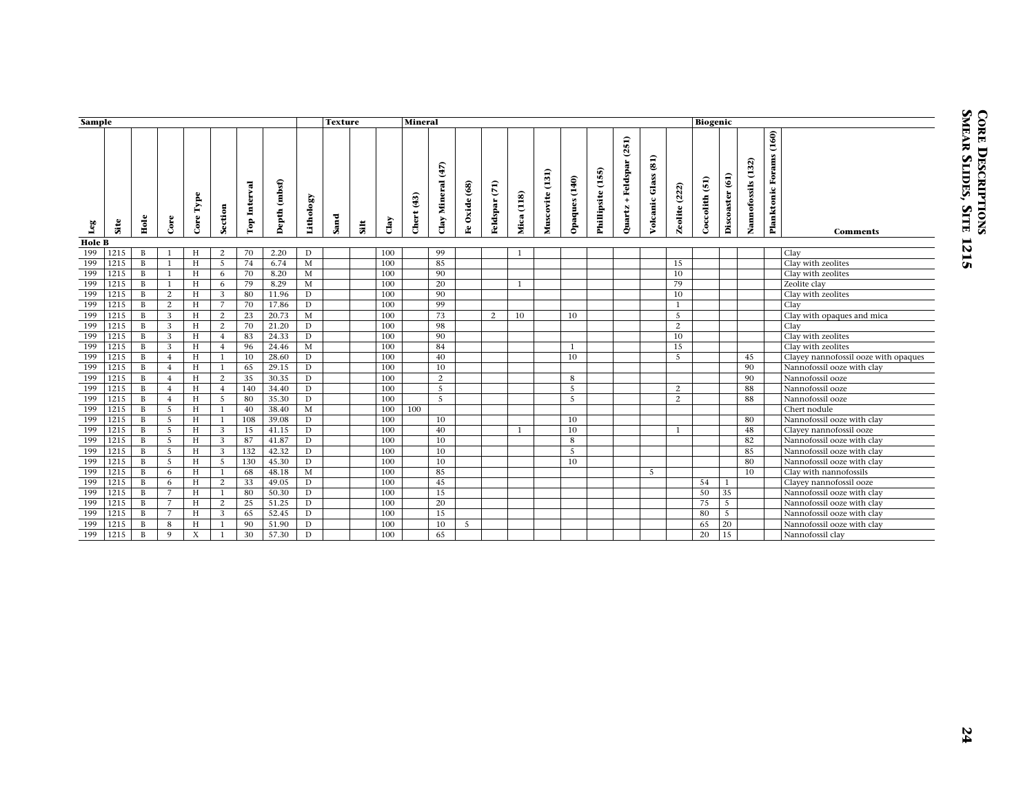| Sample | | | | | | | | | Texture | | | Mineral | | | | | | | | | | | Biogenic | | | | |
|---|---|---|---|---|---|---|---|---|---|---|---|---|---|---|---|---|---|---|---|---|---|---|---|---|---|---|---|
| Leg | Site | Hole | Core | Core Type | Section | Top Interval | Depth (mbsf) | Lithology | Sand | Silt | Clay | Chert (43) | Clay Mineral (47) | Fe Oxide (68) | Feldspar (71) | Mica (118) | Muscovite (131) | Opaques (140) | Phillipsite (155) | Quartz + Feldspar (251) | Volcanic Glass (81) | Zeolite (222) | Coccolith (51) | Discoaster (61) | Nannofossils (132) | Planktonic Forams (160) | Comments |
| **Hole B** | | | | | | | | | | | | | | | | | | | | | | | | | | | |
| 199 | 1215 | B | 1 | H | 2 | 70 | 2.20 | D | | | 100 | | 99 | | | 1 | | | | | | | | | | | Clay |
| 199 | 1215 | B | 1 | H | 5 | 74 | 6.74 | M | | | 100 | | 85 | | | | | | | | | 15 | | | | | Clay with zeolites |
| 199 | 1215 | B | 1 | H | 6 | 70 | 8.20 | M | | | 100 | | 90 | | | | | | | | | 10 | | | | | Clay with zeolites |
| 199 | 1215 | B | 1 | H | 6 | 79 | 8.29 | M | | | 100 | | 20 | | | 1 | | | | | | 79 | | | | | Zeolite clay |
| 199 | 1215 | B | 2 | H | 3 | 80 | 11.96 | D | | | 100 | | 90 | | | | | | | | | 10 | | | | | Clay with zeolites |
| 199 | 1215 | B | 2 | H | 7 | 70 | 17.86 | D | | | 100 | | 99 | | | | | | | | | 1 | | | | | Clay |
| 199 | 1215 | B | 3 | H | 2 | 23 | 20.73 | M | | | 100 | | 73 | | 2 | 10 | | 10 | | | | 5 | | | | | Clay with opaques and mica |
| 199 | 1215 | B | 3 | H | 2 | 70 | 21.20 | D | | | 100 | | 98 | | | | | | | | | 2 | | | | | Clay |
| 199 | 1215 | B | 3 | H | 4 | 83 | 24.33 | D | | | 100 | | 90 | | | | | | | | | 10 | | | | | Clay with zeolites |
| 199 | 1215 | B | 3 | H | 4 | 96 | 24.46 | M | | | 100 | | 84 | | | | | 1 | | | | 15 | | | | | Clay with zeolites |
| 199 | 1215 | B | 4 | H | 1 | 10 | 28.60 | D | | | 100 | | 40 | | | | | 10 | | | | 5 | | | 45 | | Clayey nannofossil ooze with opaques |
| 199 | 1215 | B | 4 | H | 1 | 65 | 29.15 | D | | | 100 | | 10 | | | | | | | | | | | | 90 | | Nannofossil ooze with clay |
| 199 | 1215 | B | 4 | H | 2 | 35 | 30.35 | D | | | 100 | | 2 | | | | | 8 | | | | | | | 90 | | Nannofossil ooze |
| 199 | 1215 | B | 4 | H | 4 | 140 | 34.40 | D | | | 100 | | 5 | | | | | 5 | | | | 2 | | | 88 | | Nannofossil ooze |
| 199 | 1215 | B | 4 | H | 5 | 80 | 35.30 | D | | | 100 | | 5 | | | | | 5 | | | | 2 | | | 88 | | Nannofossil ooze |
| 199 | 1215 | B | 5 | H | 1 | 40 | 38.40 | M | | | 100 | 100 | | | | | | | | | | | | | | | Chert nodule |
| 199 | 1215 | B | 5 | H | 1 | 108 | 39.08 | D | | | 100 | | 10 | | | | | 10 | | | | | | | 80 | | Nannofossil ooze with clay |
| 199 | 1215 | B | 5 | H | 3 | 15 | 41.15 | D | | | 100 | | 40 | | | 1 | | 10 | | | | 1 | | | 48 | | Clayey nannofossil ooze |
| 199 | 1215 | B | 5 | H | 3 | 87 | 41.87 | D | | | 100 | | 10 | | | | | 8 | | | | | | | 82 | | Nannofossil ooze with clay |
| 199 | 1215 | B | 5 | H | 3 | 132 | 42.32 | D | | | 100 | | 10 | | | | | 5 | | | | | | | 85 | | Nannofossil ooze with clay |
| 199 | 1215 | B | 5 | H | 5 | 130 | 45.30 | D | | | 100 | | 10 | | | | | 10 | | | | | | | 80 | | Nannofossil ooze with clay |
| 199 | 1215 | B | 6 | H | 1 | 68 | 48.18 | M | | | 100 | | 85 | | | | | | | | 5 | | | | 10 | | Clay with nannofossils |
| 199 | 1215 | B | 6 | H | 2 | 33 | 49.05 | D | | | 100 | | 45 | | | | | | | | | | 54 | 1 | | | Clayey nannofossil ooze |
| 199 | 1215 | B | 7 | H | 1 | 80 | 50.30 | D | | | 100 | | 15 | | | | | | | | | | 50 | 35 | | | Nannofossil ooze with clay |
| 199 | 1215 | B | 7 | H | 2 | 25 | 51.25 | D | | | 100 | | 20 | | | | | | | | | | 75 | 5 | | | Nannofossil ooze with clay |
| 199 | 1215 | B | 7 | H | 3 | 65 | 52.45 | D | | | 100 | | 15 | | | | | | | | | | 80 | 5 | | | Nannofossil ooze with clay |
| 199 | 1215 | B | 8 | H | 1 | 90 | 51.90 | D | | | 100 | | 10 | 5 | | | | | | | | | 65 | 20 | | | Nannofossil ooze with clay |
| 199 | 1215 | B | 9 | X | 1 | 30 | 57.30 | D | | | 100 | | 65 | | | | | | | | | | 20 | 15 | | | Nannofossil clay |